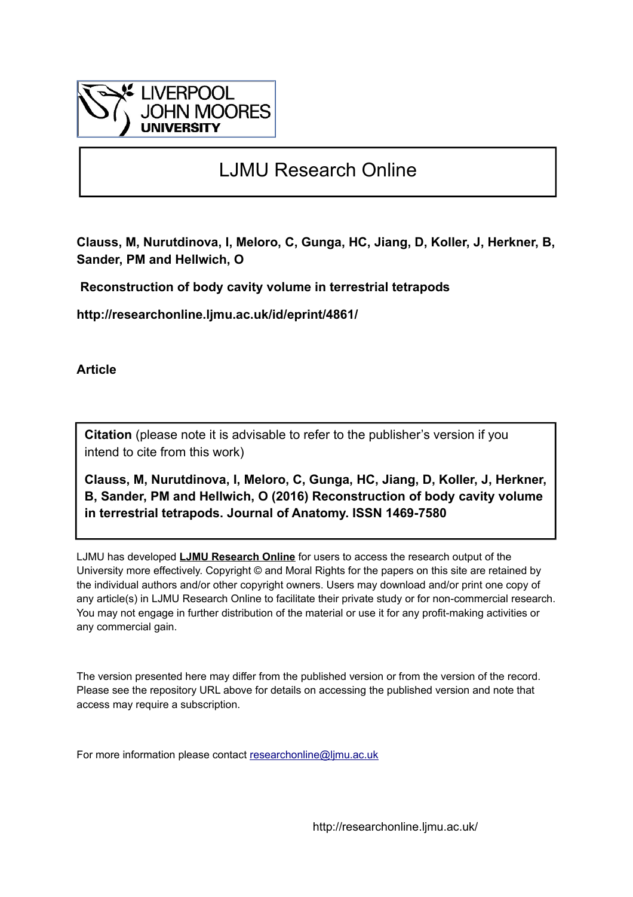LIVERPOOL JOHN MOORES UNIVERSITY

# LJMU Research Online

**Clauss, M, Nurutdinova, I, Meloro, C, Gunga, HC, Jiang, D, Koller, J, Herkner, B, Sander, PM and Hellwich, O**

**Reconstruction of body cavity volume in terrestrial tetrapods**

**http://researchonline.ljmu.ac.uk/id/eprint/4861/**

**Article**

**Citation** (please note it is advisable to refer to the publisher's version if you intend to cite from this work)

**Clauss, M, Nurutdinova, I, Meloro, C, Gunga, HC, Jiang, D, Koller, J, Herkner, B, Sander, PM and Hellwich, O (2016) Reconstruction of body cavity volume in terrestrial tetrapods. Journal of Anatomy. ISSN 1469-7580**

LJMU has developed **LJMU Research Online** for users to access the research output of the University more effectively. Copyright © and Moral Rights for the papers on this site are retained by the individual authors and/or other copyright owners. Users may download and/or print one copy of any article(s) in LJMU Research Online to facilitate their private study or for non-commercial research. You may not engage in further distribution of the material or use it for any profit-making activities or any commercial gain.

The version presented here may differ from the published version or from the version of the record. Please see the repository URL above for details on accessing the published version and note that access may require a subscription.

For more information please contact researchonline@ljmu.ac.uk

http://researchonline.ljmu.ac.uk/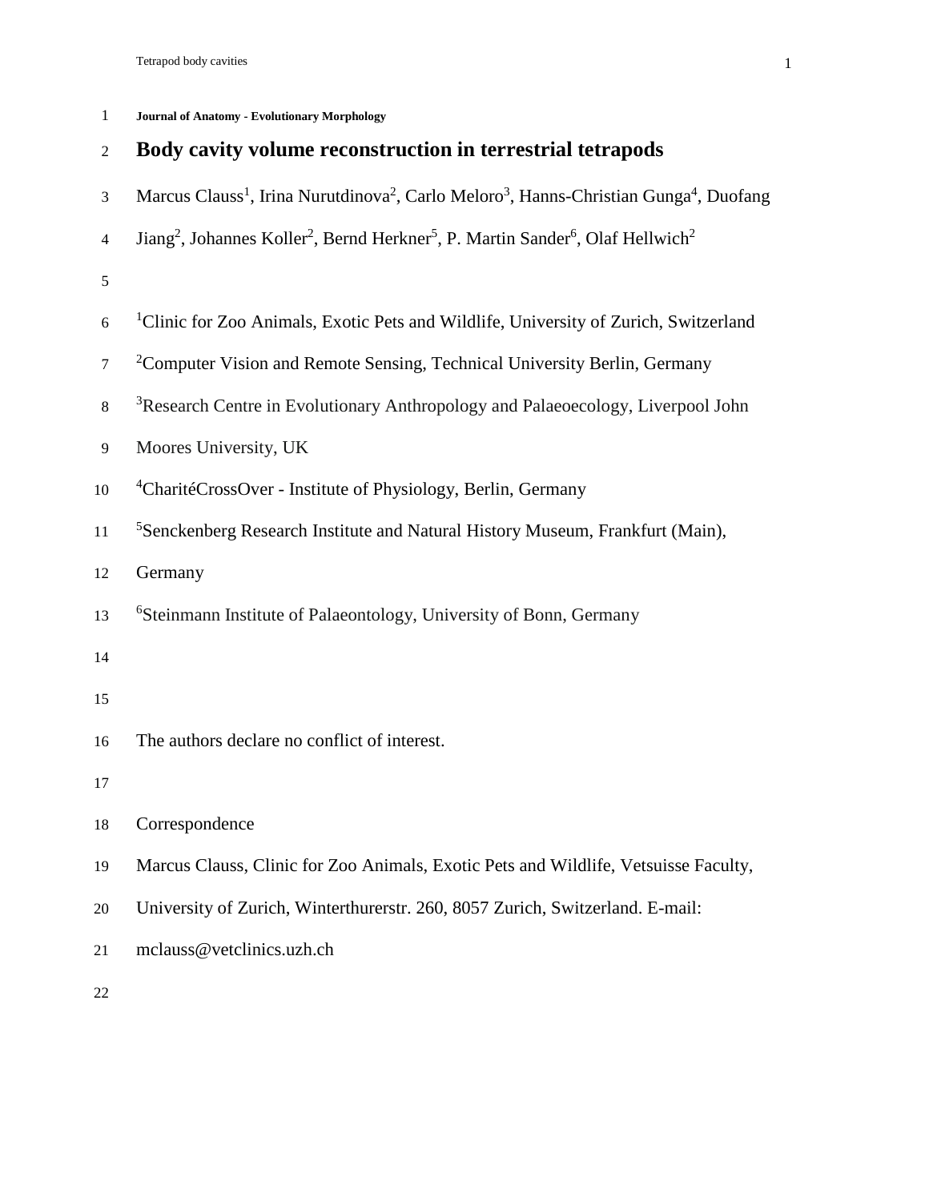**Journal of Anatomy - Evolutionary Morphology**

# Body cavity volume reconstruction in terrestrial tetrapods

Marcus Clauss[1], Irina Nurutdinova[2], Carlo Meloro[3], Hanns-Christian Gunga[4], Duofang Jiang[2], Johannes Koller[2], Bernd Herkner[5], P. Martin Sander[6], Olaf Hellwich[2]

[1]Clinic for Zoo Animals, Exotic Pets and Wildlife, University of Zurich, Switzerland

[2]Computer Vision and Remote Sensing, Technical University Berlin, Germany

[3]Research Centre in Evolutionary Anthropology and Palaeoecology, Liverpool John Moores University, UK

[4]CharitéCrossOver - Institute of Physiology, Berlin, Germany

[5]Senckenberg Research Institute and Natural History Museum, Frankfurt (Main), Germany

[6]Steinmann Institute of Palaeontology, University of Bonn, Germany

The authors declare no conflict of interest.

Correspondence

Marcus Clauss, Clinic for Zoo Animals, Exotic Pets and Wildlife, Vetsuisse Faculty, University of Zurich, Winterthurerstr. 260, 8057 Zurich, Switzerland. E-mail: mclauss@vetclinics.uzh.ch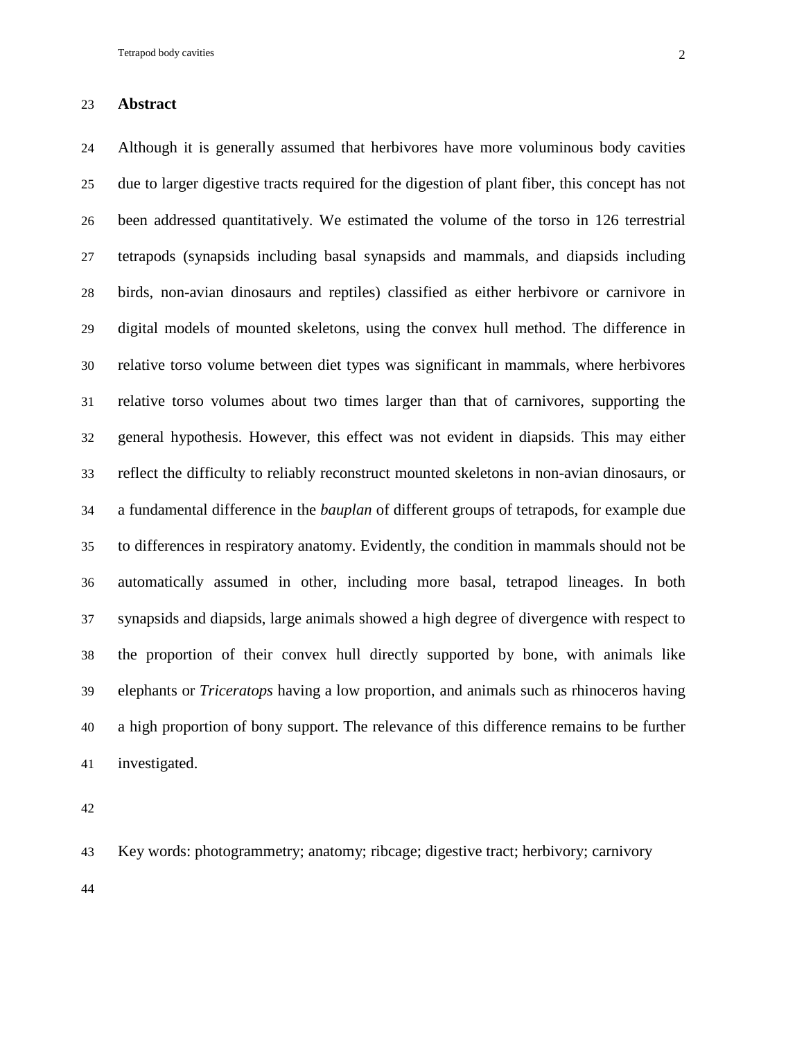## Abstract

Although it is generally assumed that herbivores have more voluminous body cavities due to larger digestive tracts required for the digestion of plant fiber, this concept has not been addressed quantitatively. We estimated the volume of the torso in 126 terrestrial tetrapods (synapsids including basal synapsids and mammals, and diapsids including birds, non-avian dinosaurs and reptiles) classified as either herbivore or carnivore in digital models of mounted skeletons, using the convex hull method. The difference in relative torso volume between diet types was significant in mammals, where herbivores relative torso volumes about two times larger than that of carnivores, supporting the general hypothesis. However, this effect was not evident in diapsids. This may either reflect the difficulty to reliably reconstruct mounted skeletons in non-avian dinosaurs, or a fundamental difference in the *bauplan* of different groups of tetrapods, for example due to differences in respiratory anatomy. Evidently, the condition in mammals should not be automatically assumed in other, including more basal, tetrapod lineages. In both synapsids and diapsids, large animals showed a high degree of divergence with respect to the proportion of their convex hull directly supported by bone, with animals like elephants or *Triceratops* having a low proportion, and animals such as rhinoceros having a high proportion of bony support. The relevance of this difference remains to be further investigated.

Key words: photogrammetry; anatomy; ribcage; digestive tract; herbivory; carnivory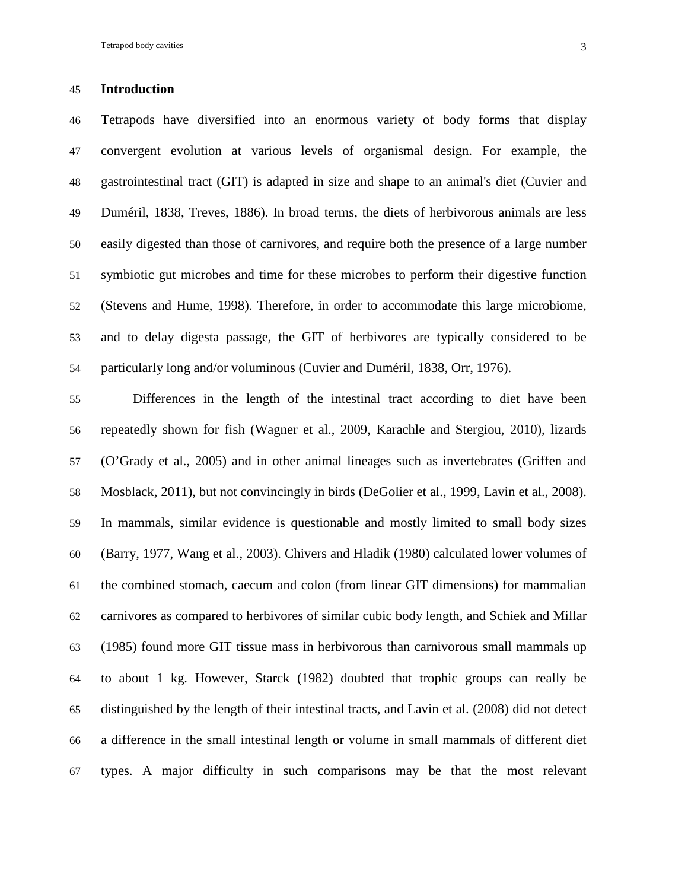## Introduction

Tetrapods have diversified into an enormous variety of body forms that display convergent evolution at various levels of organismal design. For example, the gastrointestinal tract (GIT) is adapted in size and shape to an animal's diet (Cuvier and Duméril, 1838, Treves, 1886). In broad terms, the diets of herbivorous animals are less easily digested than those of carnivores, and require both the presence of a large number symbiotic gut microbes and time for these microbes to perform their digestive function (Stevens and Hume, 1998). Therefore, in order to accommodate this large microbiome, and to delay digesta passage, the GIT of herbivores are typically considered to be particularly long and/or voluminous (Cuvier and Duméril, 1838, Orr, 1976).

Differences in the length of the intestinal tract according to diet have been repeatedly shown for fish (Wagner et al., 2009, Karachle and Stergiou, 2010), lizards (O'Grady et al., 2005) and in other animal lineages such as invertebrates (Griffen and Mosblack, 2011), but not convincingly in birds (DeGolier et al., 1999, Lavin et al., 2008). In mammals, similar evidence is questionable and mostly limited to small body sizes (Barry, 1977, Wang et al., 2003). Chivers and Hladik (1980) calculated lower volumes of the combined stomach, caecum and colon (from linear GIT dimensions) for mammalian carnivores as compared to herbivores of similar cubic body length, and Schiek and Millar (1985) found more GIT tissue mass in herbivorous than carnivorous small mammals up to about 1 kg. However, Starck (1982) doubted that trophic groups can really be distinguished by the length of their intestinal tracts, and Lavin et al. (2008) did not detect a difference in the small intestinal length or volume in small mammals of different diet types. A major difficulty in such comparisons may be that the most relevant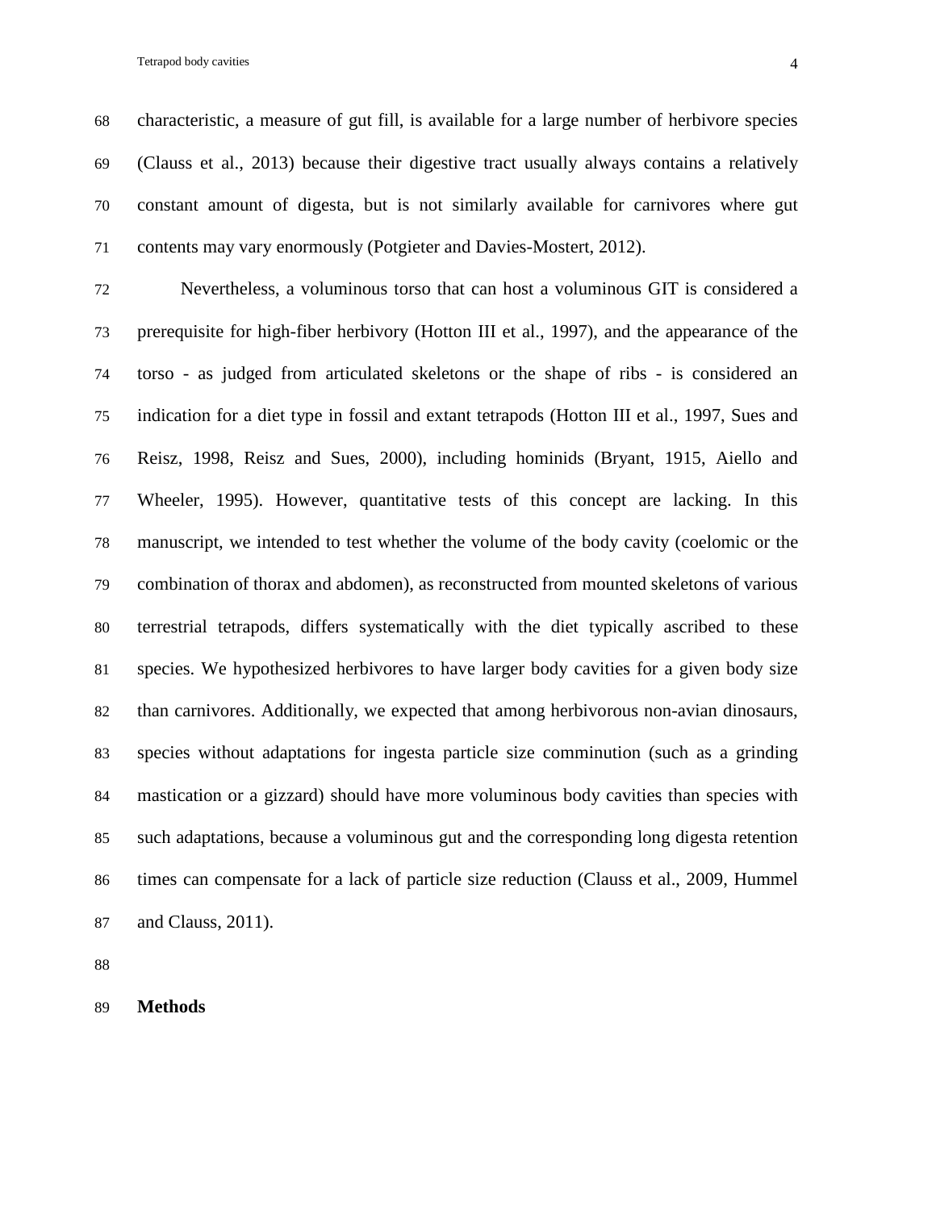characteristic, a measure of gut fill, is available for a large number of herbivore species (Clauss et al., 2013) because their digestive tract usually always contains a relatively constant amount of digesta, but is not similarly available for carnivores where gut contents may vary enormously (Potgieter and Davies-Mostert, 2012).

Nevertheless, a voluminous torso that can host a voluminous GIT is considered a prerequisite for high-fiber herbivory (Hotton III et al., 1997), and the appearance of the torso - as judged from articulated skeletons or the shape of ribs - is considered an indication for a diet type in fossil and extant tetrapods (Hotton III et al., 1997, Sues and Reisz, 1998, Reisz and Sues, 2000), including hominids (Bryant, 1915, Aiello and Wheeler, 1995). However, quantitative tests of this concept are lacking. In this manuscript, we intended to test whether the volume of the body cavity (coelomic or the combination of thorax and abdomen), as reconstructed from mounted skeletons of various terrestrial tetrapods, differs systematically with the diet typically ascribed to these species. We hypothesized herbivores to have larger body cavities for a given body size than carnivores. Additionally, we expected that among herbivorous non-avian dinosaurs, species without adaptations for ingesta particle size comminution (such as a grinding mastication or a gizzard) should have more voluminous body cavities than species with such adaptations, because a voluminous gut and the corresponding long digesta retention times can compensate for a lack of particle size reduction (Clauss et al., 2009, Hummel and Clauss, 2011).

## Methods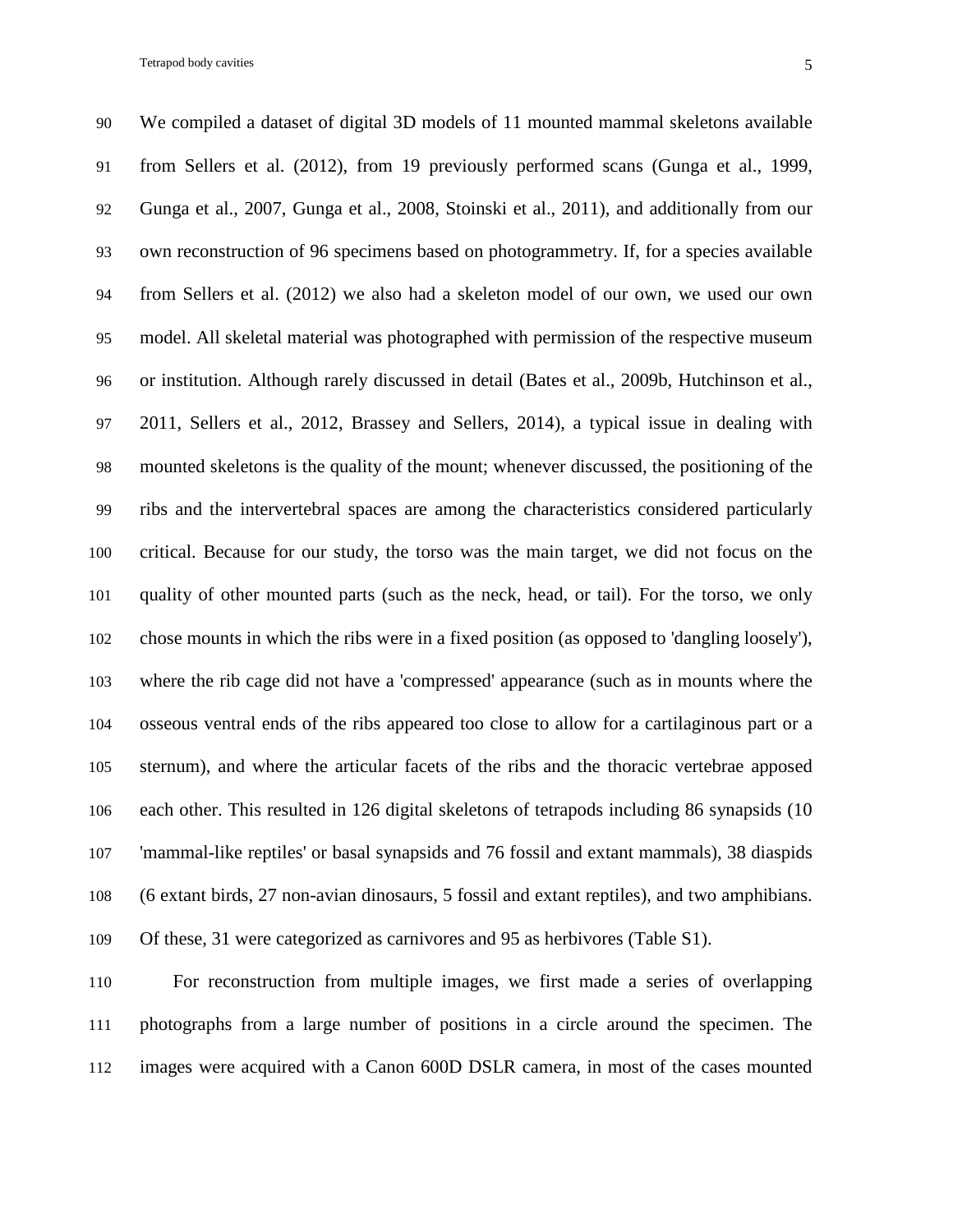We compiled a dataset of digital 3D models of 11 mounted mammal skeletons available from Sellers et al. (2012), from 19 previously performed scans (Gunga et al., 1999, Gunga et al., 2007, Gunga et al., 2008, Stoinski et al., 2011), and additionally from our own reconstruction of 96 specimens based on photogrammetry. If, for a species available from Sellers et al. (2012) we also had a skeleton model of our own, we used our own model. All skeletal material was photographed with permission of the respective museum or institution. Although rarely discussed in detail (Bates et al., 2009b, Hutchinson et al., 2011, Sellers et al., 2012, Brassey and Sellers, 2014), a typical issue in dealing with mounted skeletons is the quality of the mount; whenever discussed, the positioning of the ribs and the intervertebral spaces are among the characteristics considered particularly critical. Because for our study, the torso was the main target, we did not focus on the quality of other mounted parts (such as the neck, head, or tail). For the torso, we only chose mounts in which the ribs were in a fixed position (as opposed to 'dangling loosely'), where the rib cage did not have a 'compressed' appearance (such as in mounts where the osseous ventral ends of the ribs appeared too close to allow for a cartilaginous part or a sternum), and where the articular facets of the ribs and the thoracic vertebrae apposed each other. This resulted in 126 digital skeletons of tetrapods including 86 synapsids (10 'mammal-like reptiles' or basal synapsids and 76 fossil and extant mammals), 38 diaspids (6 extant birds, 27 non-avian dinosaurs, 5 fossil and extant reptiles), and two amphibians. Of these, 31 were categorized as carnivores and 95 as herbivores (Table S1).

For reconstruction from multiple images, we first made a series of overlapping photographs from a large number of positions in a circle around the specimen. The images were acquired with a Canon 600D DSLR camera, in most of the cases mounted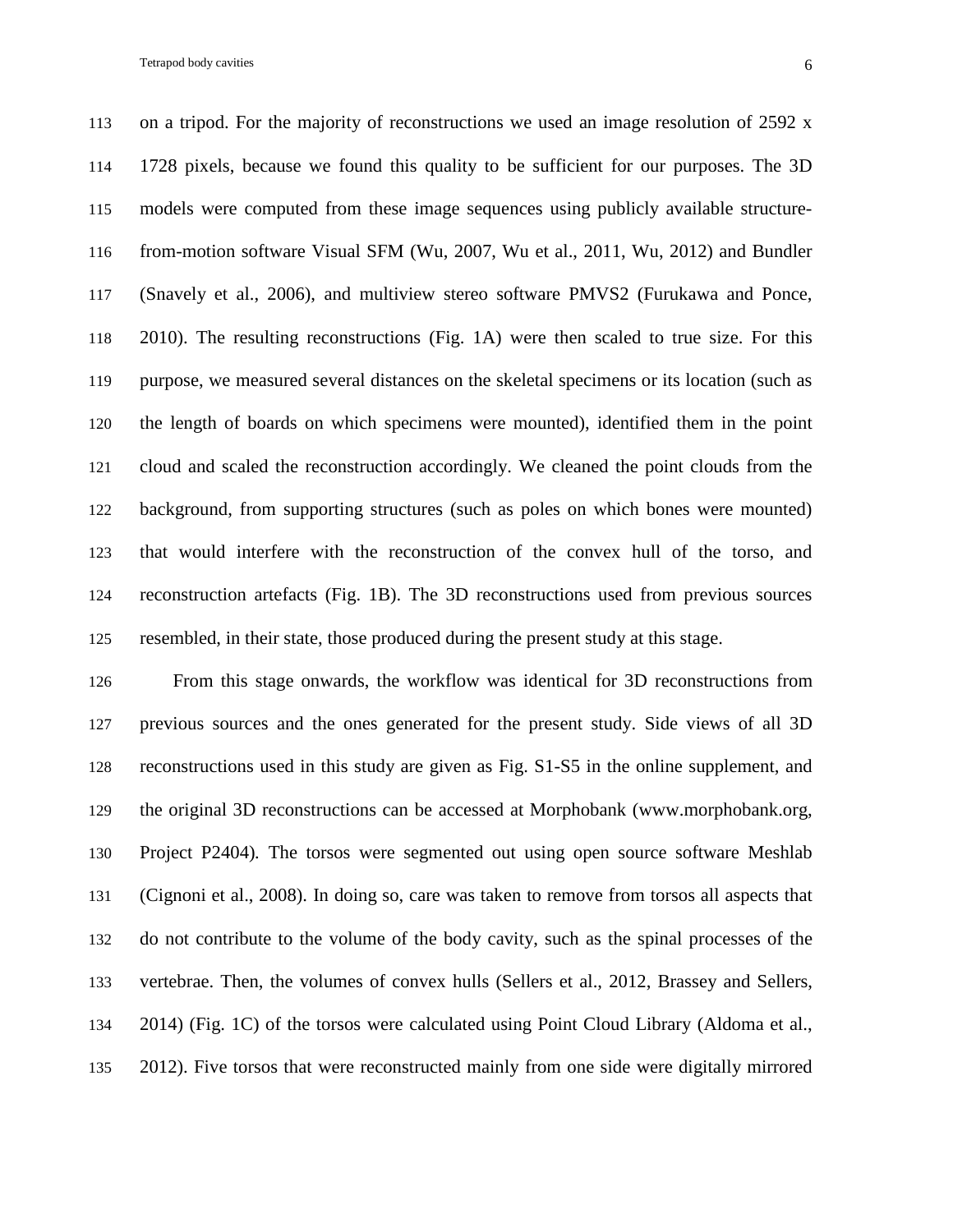on a tripod. For the majority of reconstructions we used an image resolution of 2592 x 1728 pixels, because we found this quality to be sufficient for our purposes. The 3D models were computed from these image sequences using publicly available structure-from-motion software Visual SFM (Wu, 2007, Wu et al., 2011, Wu, 2012) and Bundler (Snavely et al., 2006), and multiview stereo software PMVS2 (Furukawa and Ponce, 2010). The resulting reconstructions (Fig. 1A) were then scaled to true size. For this purpose, we measured several distances on the skeletal specimens or its location (such as the length of boards on which specimens were mounted), identified them in the point cloud and scaled the reconstruction accordingly. We cleaned the point clouds from the background, from supporting structures (such as poles on which bones were mounted) that would interfere with the reconstruction of the convex hull of the torso, and reconstruction artefacts (Fig. 1B). The 3D reconstructions used from previous sources resembled, in their state, those produced during the present study at this stage.

From this stage onwards, the workflow was identical for 3D reconstructions from previous sources and the ones generated for the present study. Side views of all 3D reconstructions used in this study are given as Fig. S1-S5 in the online supplement, and the original 3D reconstructions can be accessed at Morphobank (www.morphobank.org, Project P2404). The torsos were segmented out using open source software Meshlab (Cignoni et al., 2008). In doing so, care was taken to remove from torsos all aspects that do not contribute to the volume of the body cavity, such as the spinal processes of the vertebrae. Then, the volumes of convex hulls (Sellers et al., 2012, Brassey and Sellers, 2014) (Fig. 1C) of the torsos were calculated using Point Cloud Library (Aldoma et al., 2012). Five torsos that were reconstructed mainly from one side were digitally mirrored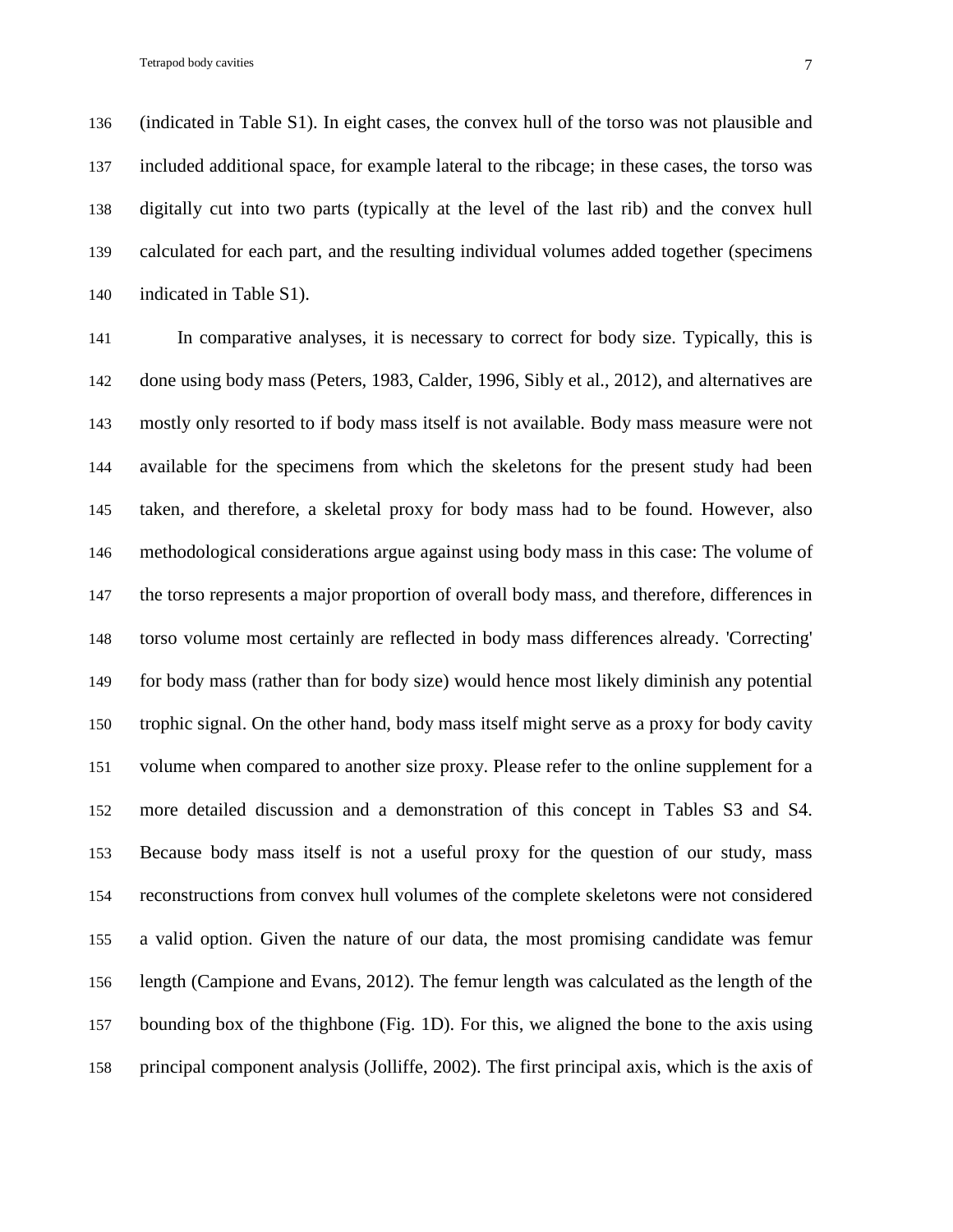(indicated in Table S1). In eight cases, the convex hull of the torso was not plausible and included additional space, for example lateral to the ribcage; in these cases, the torso was digitally cut into two parts (typically at the level of the last rib) and the convex hull calculated for each part, and the resulting individual volumes added together (specimens indicated in Table S1).

In comparative analyses, it is necessary to correct for body size. Typically, this is done using body mass (Peters, 1983, Calder, 1996, Sibly et al., 2012), and alternatives are mostly only resorted to if body mass itself is not available. Body mass measure were not available for the specimens from which the skeletons for the present study had been taken, and therefore, a skeletal proxy for body mass had to be found. However, also methodological considerations argue against using body mass in this case: The volume of the torso represents a major proportion of overall body mass, and therefore, differences in torso volume most certainly are reflected in body mass differences already. 'Correcting' for body mass (rather than for body size) would hence most likely diminish any potential trophic signal. On the other hand, body mass itself might serve as a proxy for body cavity volume when compared to another size proxy. Please refer to the online supplement for a more detailed discussion and a demonstration of this concept in Tables S3 and S4. Because body mass itself is not a useful proxy for the question of our study, mass reconstructions from convex hull volumes of the complete skeletons were not considered a valid option. Given the nature of our data, the most promising candidate was femur length (Campione and Evans, 2012). The femur length was calculated as the length of the bounding box of the thighbone (Fig. 1D). For this, we aligned the bone to the axis using principal component analysis (Jolliffe, 2002). The first principal axis, which is the axis of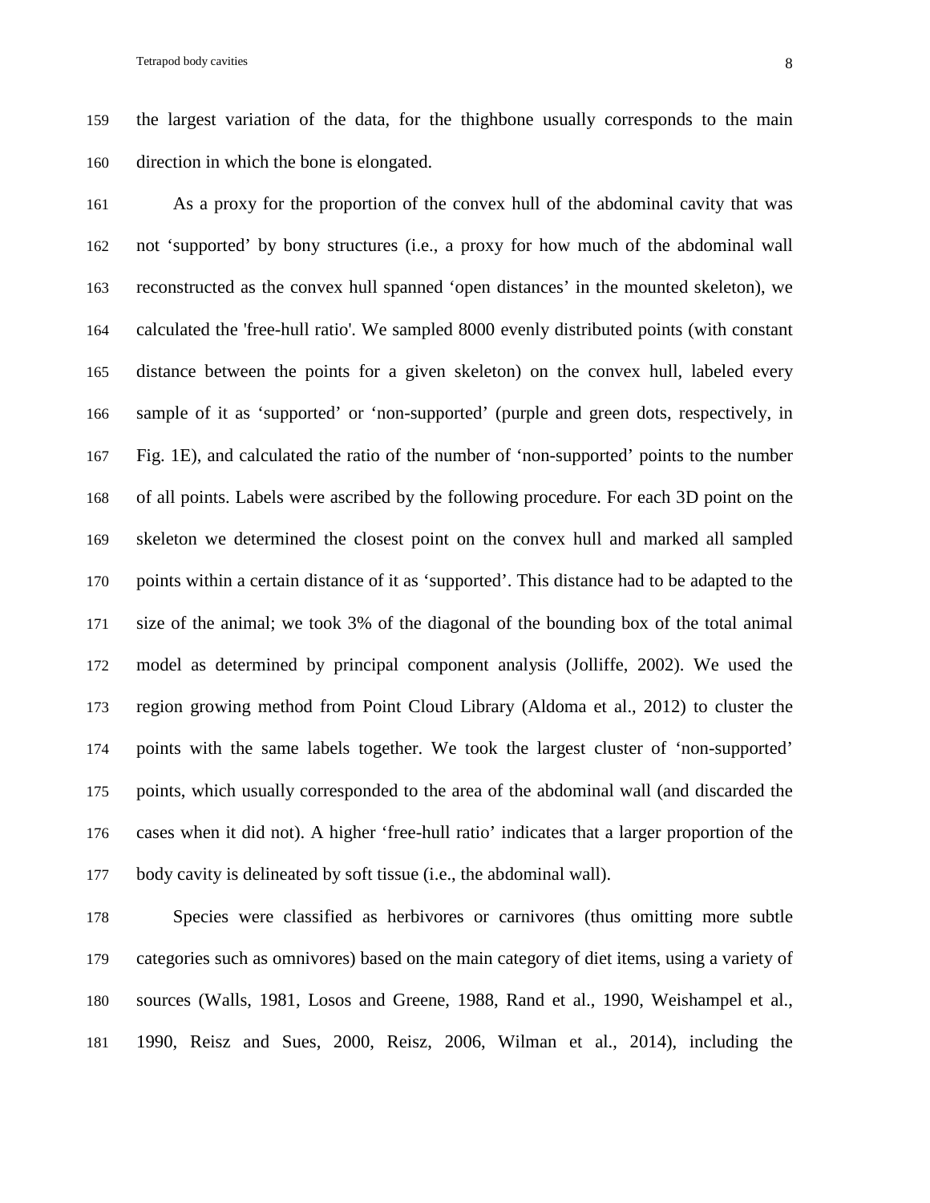the largest variation of the data, for the thighbone usually corresponds to the main direction in which the bone is elongated.

As a proxy for the proportion of the convex hull of the abdominal cavity that was not 'supported' by bony structures (i.e., a proxy for how much of the abdominal wall reconstructed as the convex hull spanned 'open distances' in the mounted skeleton), we calculated the 'free-hull ratio'. We sampled 8000 evenly distributed points (with constant distance between the points for a given skeleton) on the convex hull, labeled every sample of it as 'supported' or 'non-supported' (purple and green dots, respectively, in Fig. 1E), and calculated the ratio of the number of 'non-supported' points to the number of all points. Labels were ascribed by the following procedure. For each 3D point on the skeleton we determined the closest point on the convex hull and marked all sampled points within a certain distance of it as 'supported'. This distance had to be adapted to the size of the animal; we took 3% of the diagonal of the bounding box of the total animal model as determined by principal component analysis (Jolliffe, 2002). We used the region growing method from Point Cloud Library (Aldoma et al., 2012) to cluster the points with the same labels together. We took the largest cluster of 'non-supported' points, which usually corresponded to the area of the abdominal wall (and discarded the cases when it did not). A higher 'free-hull ratio' indicates that a larger proportion of the body cavity is delineated by soft tissue (i.e., the abdominal wall).

Species were classified as herbivores or carnivores (thus omitting more subtle categories such as omnivores) based on the main category of diet items, using a variety of sources (Walls, 1981, Losos and Greene, 1988, Rand et al., 1990, Weishampel et al., 1990, Reisz and Sues, 2000, Reisz, 2006, Wilman et al., 2014), including the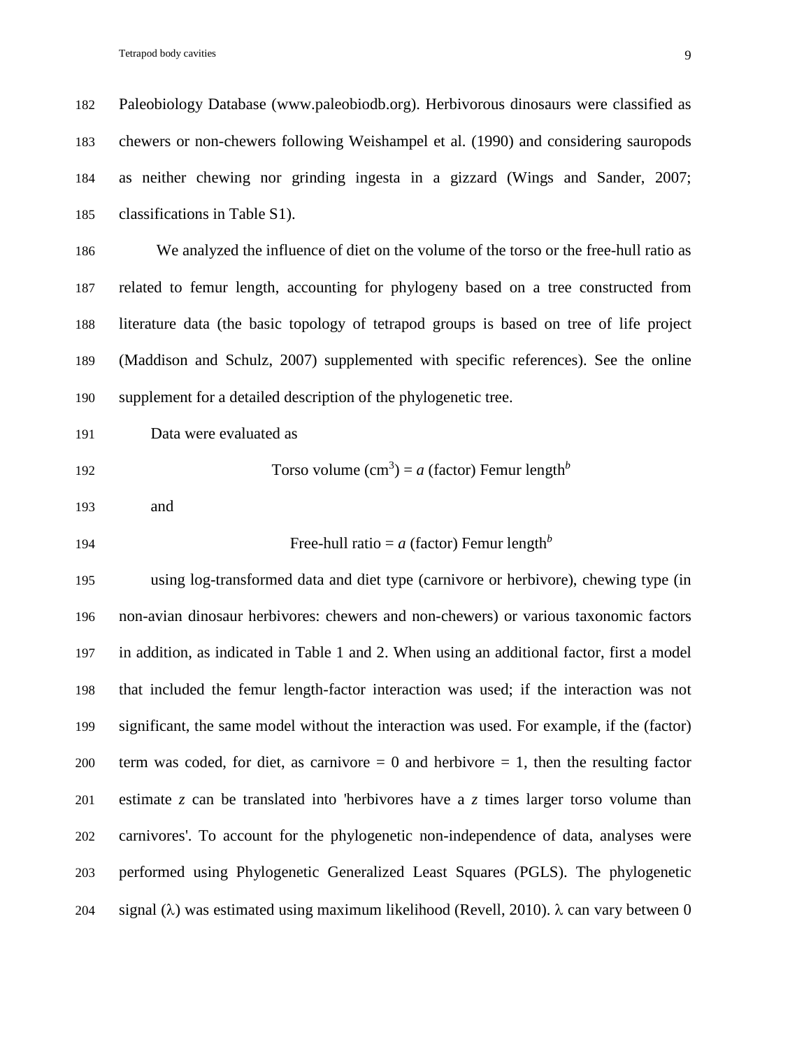Paleobiology Database (www.paleobiodb.org). Herbivorous dinosaurs were classified as chewers or non-chewers following Weishampel et al. (1990) and considering sauropods as neither chewing nor grinding ingesta in a gizzard (Wings and Sander, 2007; classifications in Table S1).

We analyzed the influence of diet on the volume of the torso or the free-hull ratio as related to femur length, accounting for phylogeny based on a tree constructed from literature data (the basic topology of tetrapod groups is based on tree of life project (Maddison and Schulz, 2007) supplemented with specific references). See the online supplement for a detailed description of the phylogenetic tree.

Data were evaluated as

$$\text{Torso volume (cm}^3\text{)} = a \text{ (factor) Femur length}^b$$

and

$$\text{Free-hull ratio} = a \text{ (factor) Femur length}^b$$

using log-transformed data and diet type (carnivore or herbivore), chewing type (in non-avian dinosaur herbivores: chewers and non-chewers) or various taxonomic factors in addition, as indicated in Table 1 and 2. When using an additional factor, first a model that included the femur length-factor interaction was used; if the interaction was not significant, the same model without the interaction was used. For example, if the (factor) term was coded, for diet, as carnivore = 0 and herbivore = 1, then the resulting factor estimate $z$ can be translated into 'herbivores have a $z$ times larger torso volume than carnivores'. To account for the phylogenetic non-independence of data, analyses were performed using Phylogenetic Generalized Least Squares (PGLS). The phylogenetic signal ($\lambda$) was estimated using maximum likelihood (Revell, 2010). $\lambda$ can vary between 0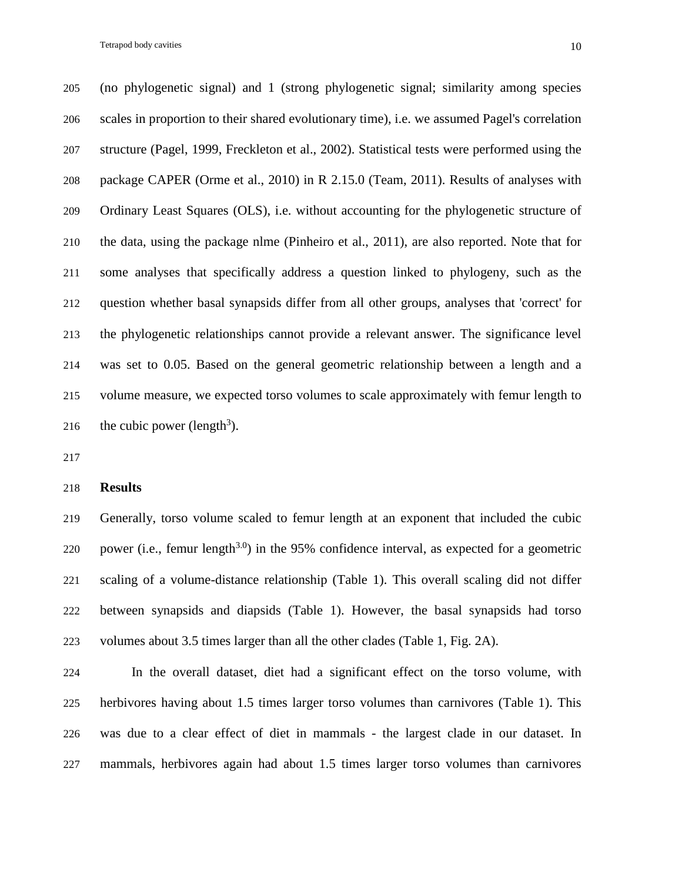(no phylogenetic signal) and 1 (strong phylogenetic signal; similarity among species scales in proportion to their shared evolutionary time), i.e. we assumed Pagel's correlation structure (Pagel, 1999, Freckleton et al., 2002). Statistical tests were performed using the package CAPER (Orme et al., 2010) in R 2.15.0 (Team, 2011). Results of analyses with Ordinary Least Squares (OLS), i.e. without accounting for the phylogenetic structure of the data, using the package nlme (Pinheiro et al., 2011), are also reported. Note that for some analyses that specifically address a question linked to phylogeny, such as the question whether basal synapsids differ from all other groups, analyses that 'correct' for the phylogenetic relationships cannot provide a relevant answer. The significance level was set to 0.05. Based on the general geometric relationship between a length and a volume measure, we expected torso volumes to scale approximately with femur length to the cubic power ($length^3$).

## Results

Generally, torso volume scaled to femur length at an exponent that included the cubic power (i.e., femur $length^{3.0}$) in the 95% confidence interval, as expected for a geometric scaling of a volume-distance relationship (Table 1). This overall scaling did not differ between synapsids and diapsids (Table 1). However, the basal synapsids had torso volumes about 3.5 times larger than all the other clades (Table 1, Fig. 2A).

In the overall dataset, diet had a significant effect on the torso volume, with herbivores having about 1.5 times larger torso volumes than carnivores (Table 1). This was due to a clear effect of diet in mammals - the largest clade in our dataset. In mammals, herbivores again had about 1.5 times larger torso volumes than carnivores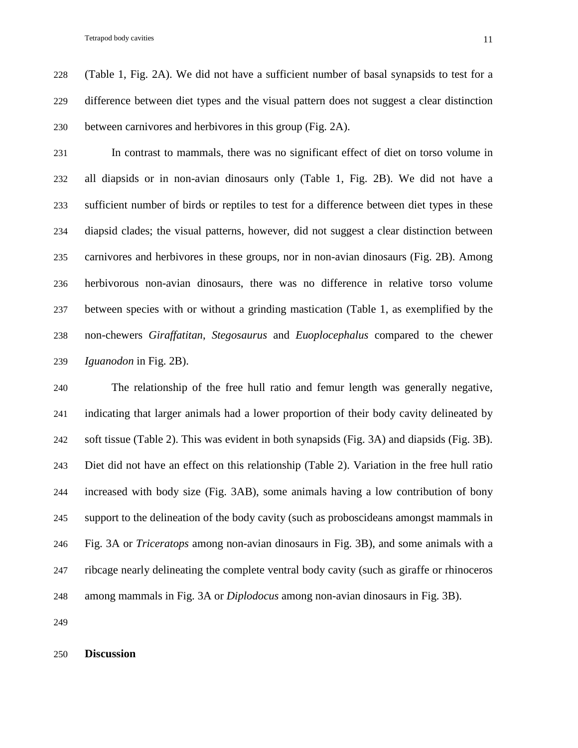(Table 1, Fig. 2A). We did not have a sufficient number of basal synapsids to test for a difference between diet types and the visual pattern does not suggest a clear distinction between carnivores and herbivores in this group (Fig. 2A).

In contrast to mammals, there was no significant effect of diet on torso volume in all diapsids or in non-avian dinosaurs only (Table 1, Fig. 2B). We did not have a sufficient number of birds or reptiles to test for a difference between diet types in these diapsid clades; the visual patterns, however, did not suggest a clear distinction between carnivores and herbivores in these groups, nor in non-avian dinosaurs (Fig. 2B). Among herbivorous non-avian dinosaurs, there was no difference in relative torso volume between species with or without a grinding mastication (Table 1, as exemplified by the non-chewers *Giraffatitan*, *Stegosaurus* and *Euoplocephalus* compared to the chewer *Iguanodon* in Fig. 2B).

The relationship of the free hull ratio and femur length was generally negative, indicating that larger animals had a lower proportion of their body cavity delineated by soft tissue (Table 2). This was evident in both synapsids (Fig. 3A) and diapsids (Fig. 3B). Diet did not have an effect on this relationship (Table 2). Variation in the free hull ratio increased with body size (Fig. 3AB), some animals having a low contribution of bony support to the delineation of the body cavity (such as proboscideans amongst mammals in Fig. 3A or *Triceratops* among non-avian dinosaurs in Fig. 3B), and some animals with a ribcage nearly delineating the complete ventral body cavity (such as giraffe or rhinoceros among mammals in Fig. 3A or *Diplodocus* among non-avian dinosaurs in Fig. 3B).

## Discussion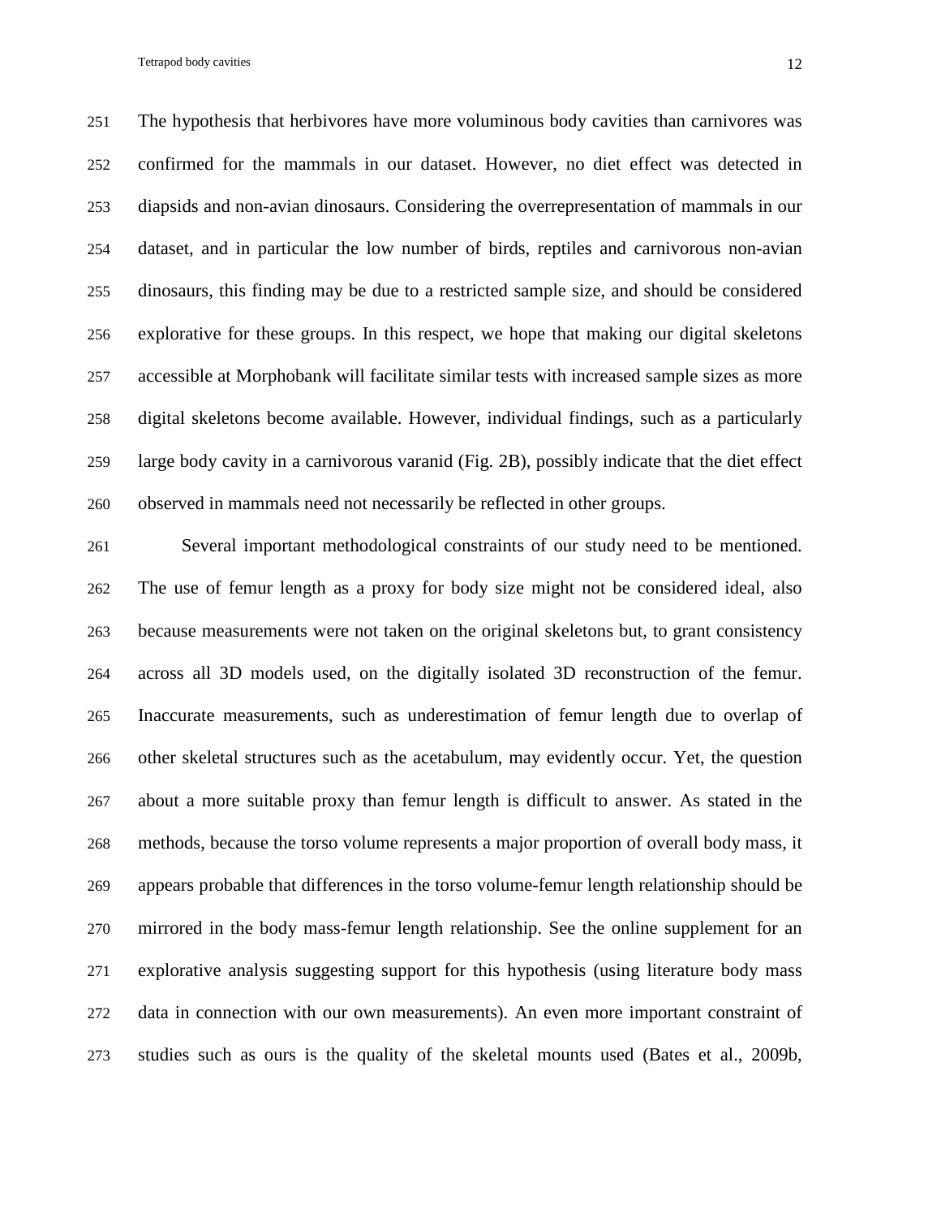The hypothesis that herbivores have more voluminous body cavities than carnivores was confirmed for the mammals in our dataset. However, no diet effect was detected in diapsids and non-avian dinosaurs. Considering the overrepresentation of mammals in our dataset, and in particular the low number of birds, reptiles and carnivorous non-avian dinosaurs, this finding may be due to a restricted sample size, and should be considered explorative for these groups. In this respect, we hope that making our digital skeletons accessible at Morphobank will facilitate similar tests with increased sample sizes as more digital skeletons become available. However, individual findings, such as a particularly large body cavity in a carnivorous varanid (Fig. 2B), possibly indicate that the diet effect observed in mammals need not necessarily be reflected in other groups.

Several important methodological constraints of our study need to be mentioned. The use of femur length as a proxy for body size might not be considered ideal, also because measurements were not taken on the original skeletons but, to grant consistency across all 3D models used, on the digitally isolated 3D reconstruction of the femur. Inaccurate measurements, such as underestimation of femur length due to overlap of other skeletal structures such as the acetabulum, may evidently occur. Yet, the question about a more suitable proxy than femur length is difficult to answer. As stated in the methods, because the torso volume represents a major proportion of overall body mass, it appears probable that differences in the torso volume-femur length relationship should be mirrored in the body mass-femur length relationship. See the online supplement for an explorative analysis suggesting support for this hypothesis (using literature body mass data in connection with our own measurements). An even more important constraint of studies such as ours is the quality of the skeletal mounts used (Bates et al., 2009b,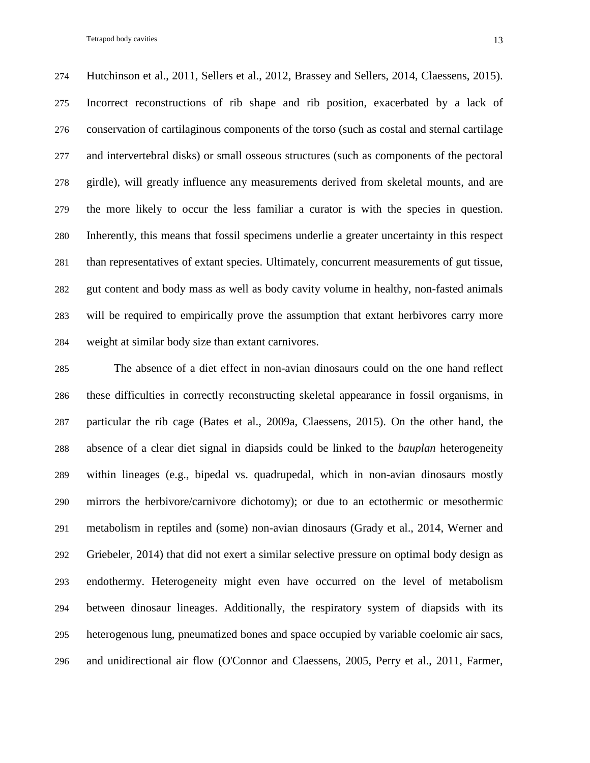Hutchinson et al., 2011, Sellers et al., 2012, Brassey and Sellers, 2014, Claessens, 2015). Incorrect reconstructions of rib shape and rib position, exacerbated by a lack of conservation of cartilaginous components of the torso (such as costal and sternal cartilage and intervertebral disks) or small osseous structures (such as components of the pectoral girdle), will greatly influence any measurements derived from skeletal mounts, and are the more likely to occur the less familiar a curator is with the species in question. Inherently, this means that fossil specimens underlie a greater uncertainty in this respect than representatives of extant species. Ultimately, concurrent measurements of gut tissue, gut content and body mass as well as body cavity volume in healthy, non-fasted animals will be required to empirically prove the assumption that extant herbivores carry more weight at similar body size than extant carnivores.

The absence of a diet effect in non-avian dinosaurs could on the one hand reflect these difficulties in correctly reconstructing skeletal appearance in fossil organisms, in particular the rib cage (Bates et al., 2009a, Claessens, 2015). On the other hand, the absence of a clear diet signal in diapsids could be linked to the *bauplan* heterogeneity within lineages (e.g., bipedal vs. quadrupedal, which in non-avian dinosaurs mostly mirrors the herbivore/carnivore dichotomy); or due to an ectothermic or mesothermic metabolism in reptiles and (some) non-avian dinosaurs (Grady et al., 2014, Werner and Griebeler, 2014) that did not exert a similar selective pressure on optimal body design as endothermy. Heterogeneity might even have occurred on the level of metabolism between dinosaur lineages. Additionally, the respiratory system of diapsids with its heterogenous lung, pneumatized bones and space occupied by variable coelomic air sacs, and unidirectional air flow (O'Connor and Claessens, 2005, Perry et al., 2011, Farmer,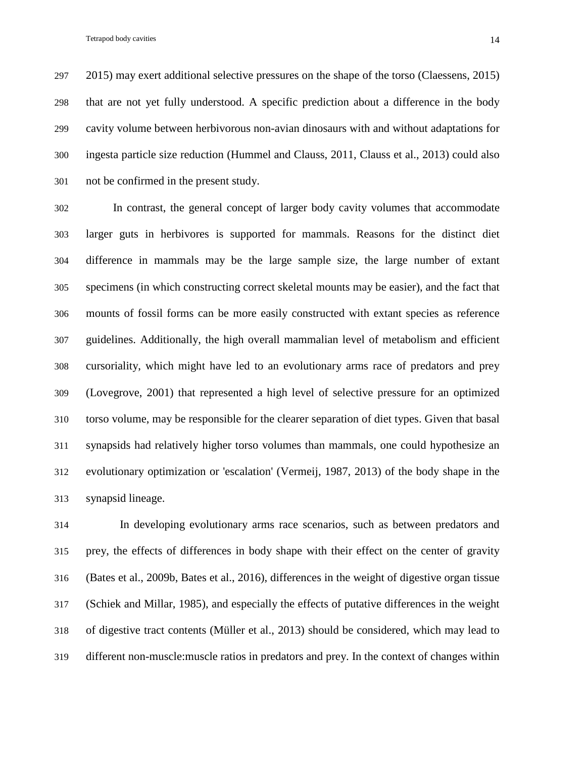2015) may exert additional selective pressures on the shape of the torso (Claessens, 2015) that are not yet fully understood. A specific prediction about a difference in the body cavity volume between herbivorous non-avian dinosaurs with and without adaptations for ingesta particle size reduction (Hummel and Clauss, 2011, Clauss et al., 2013) could also not be confirmed in the present study.

In contrast, the general concept of larger body cavity volumes that accommodate larger guts in herbivores is supported for mammals. Reasons for the distinct diet difference in mammals may be the large sample size, the large number of extant specimens (in which constructing correct skeletal mounts may be easier), and the fact that mounts of fossil forms can be more easily constructed with extant species as reference guidelines. Additionally, the high overall mammalian level of metabolism and efficient cursoriality, which might have led to an evolutionary arms race of predators and prey (Lovegrove, 2001) that represented a high level of selective pressure for an optimized torso volume, may be responsible for the clearer separation of diet types. Given that basal synapsids had relatively higher torso volumes than mammals, one could hypothesize an evolutionary optimization or 'escalation' (Vermeij, 1987, 2013) of the body shape in the synapsid lineage.

In developing evolutionary arms race scenarios, such as between predators and prey, the effects of differences in body shape with their effect on the center of gravity (Bates et al., 2009b, Bates et al., 2016), differences in the weight of digestive organ tissue (Schiek and Millar, 1985), and especially the effects of putative differences in the weight of digestive tract contents (Müller et al., 2013) should be considered, which may lead to different non-muscle:muscle ratios in predators and prey. In the context of changes within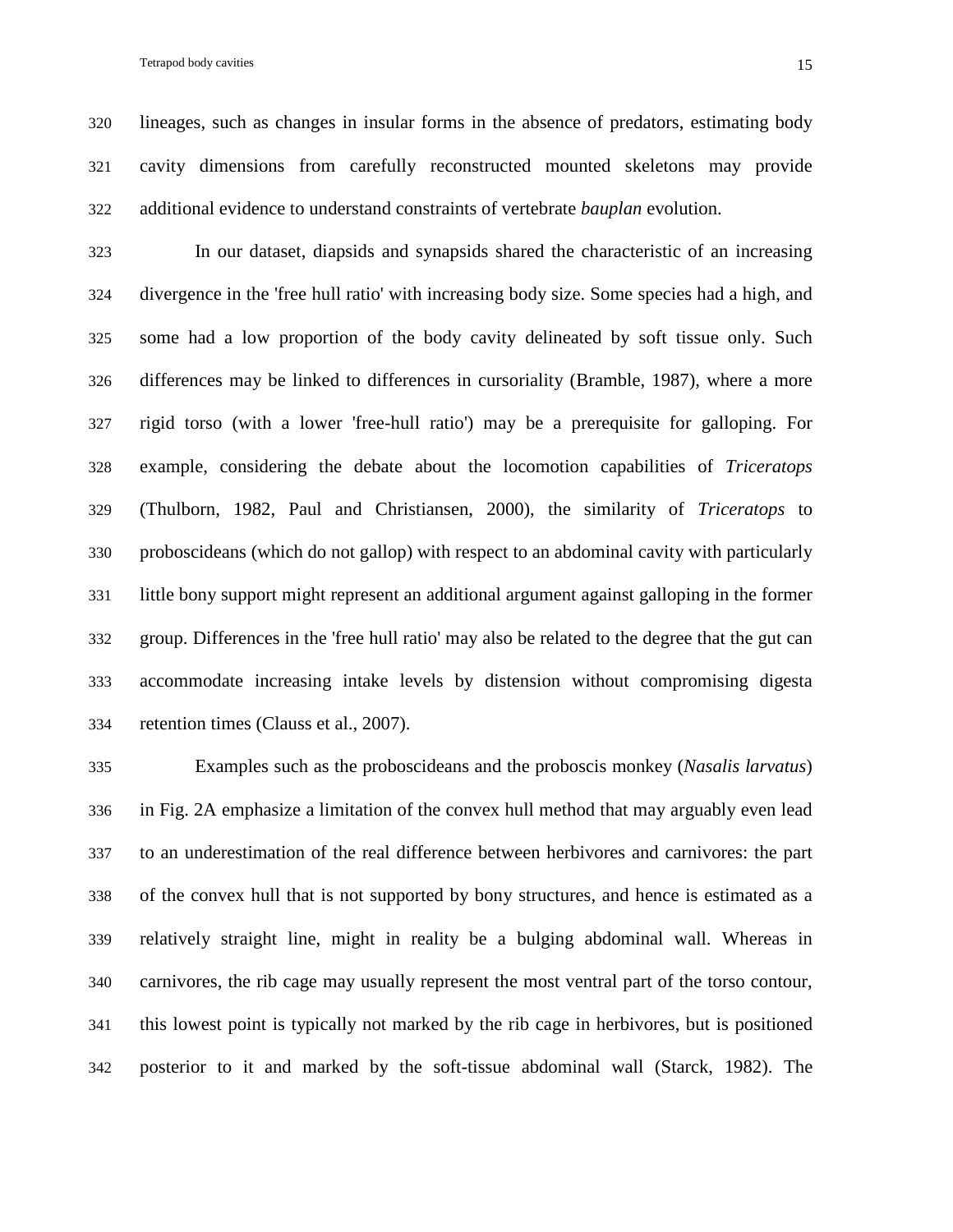lineages, such as changes in insular forms in the absence of predators, estimating body cavity dimensions from carefully reconstructed mounted skeletons may provide additional evidence to understand constraints of vertebrate *bauplan* evolution.

In our dataset, diapsids and synapsids shared the characteristic of an increasing divergence in the 'free hull ratio' with increasing body size. Some species had a high, and some had a low proportion of the body cavity delineated by soft tissue only. Such differences may be linked to differences in cursoriality (Bramble, 1987), where a more rigid torso (with a lower 'free-hull ratio') may be a prerequisite for galloping. For example, considering the debate about the locomotion capabilities of *Triceratops* (Thulborn, 1982, Paul and Christiansen, 2000), the similarity of *Triceratops* to proboscideans (which do not gallop) with respect to an abdominal cavity with particularly little bony support might represent an additional argument against galloping in the former group. Differences in the 'free hull ratio' may also be related to the degree that the gut can accommodate increasing intake levels by distension without compromising digesta retention times (Clauss et al., 2007).

Examples such as the proboscideans and the proboscis monkey (*Nasalis larvatus*) in Fig. 2A emphasize a limitation of the convex hull method that may arguably even lead to an underestimation of the real difference between herbivores and carnivores: the part of the convex hull that is not supported by bony structures, and hence is estimated as a relatively straight line, might in reality be a bulging abdominal wall. Whereas in carnivores, the rib cage may usually represent the most ventral part of the torso contour, this lowest point is typically not marked by the rib cage in herbivores, but is positioned posterior to it and marked by the soft-tissue abdominal wall (Starck, 1982). The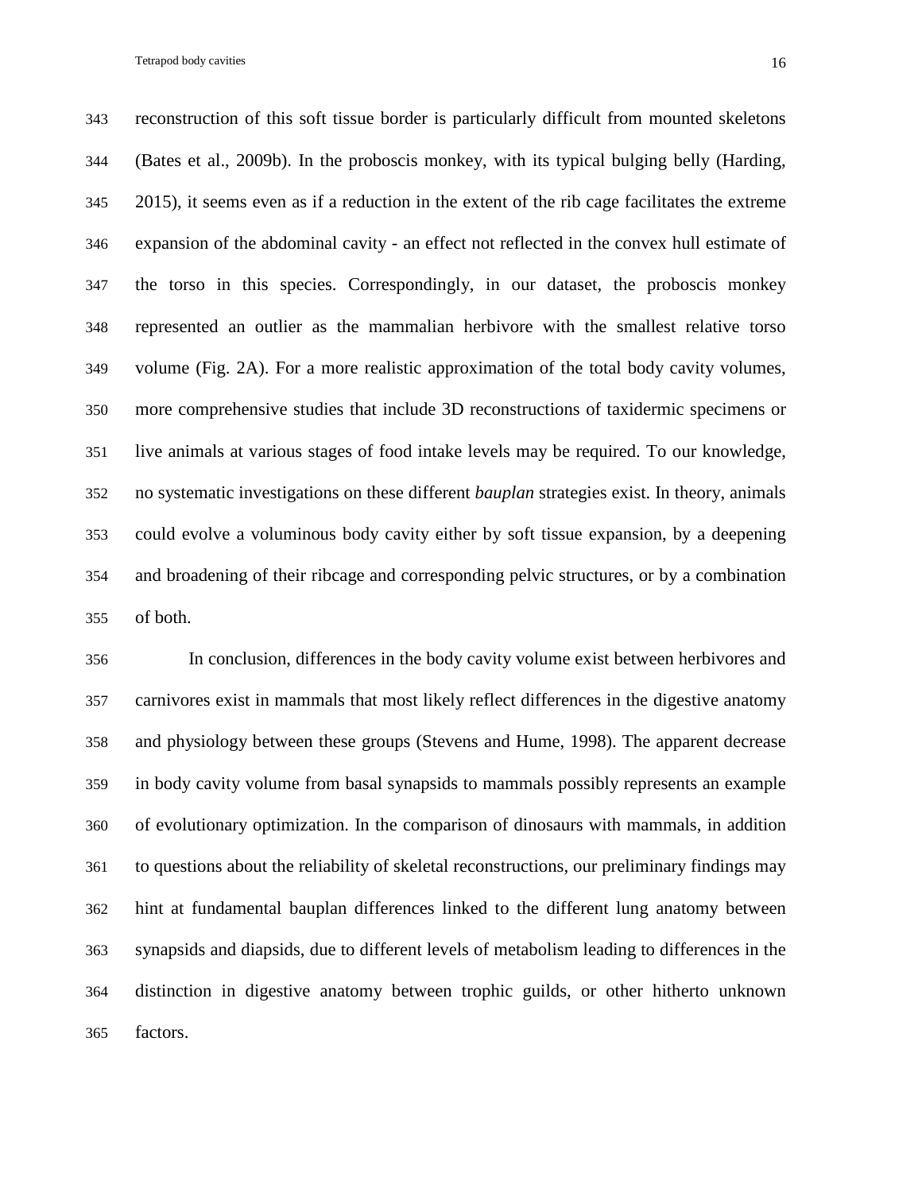reconstruction of this soft tissue border is particularly difficult from mounted skeletons (Bates et al., 2009b). In the proboscis monkey, with its typical bulging belly (Harding, 2015), it seems even as if a reduction in the extent of the rib cage facilitates the extreme expansion of the abdominal cavity - an effect not reflected in the convex hull estimate of the torso in this species. Correspondingly, in our dataset, the proboscis monkey represented an outlier as the mammalian herbivore with the smallest relative torso volume (Fig. 2A). For a more realistic approximation of the total body cavity volumes, more comprehensive studies that include 3D reconstructions of taxidermic specimens or live animals at various stages of food intake levels may be required. To our knowledge, no systematic investigations on these different *bauplan* strategies exist. In theory, animals could evolve a voluminous body cavity either by soft tissue expansion, by a deepening and broadening of their ribcage and corresponding pelvic structures, or by a combination of both.

In conclusion, differences in the body cavity volume exist between herbivores and carnivores exist in mammals that most likely reflect differences in the digestive anatomy and physiology between these groups (Stevens and Hume, 1998). The apparent decrease in body cavity volume from basal synapsids to mammals possibly represents an example of evolutionary optimization. In the comparison of dinosaurs with mammals, in addition to questions about the reliability of skeletal reconstructions, our preliminary findings may hint at fundamental bauplan differences linked to the different lung anatomy between synapsids and diapsids, due to different levels of metabolism leading to differences in the distinction in digestive anatomy between trophic guilds, or other hitherto unknown factors.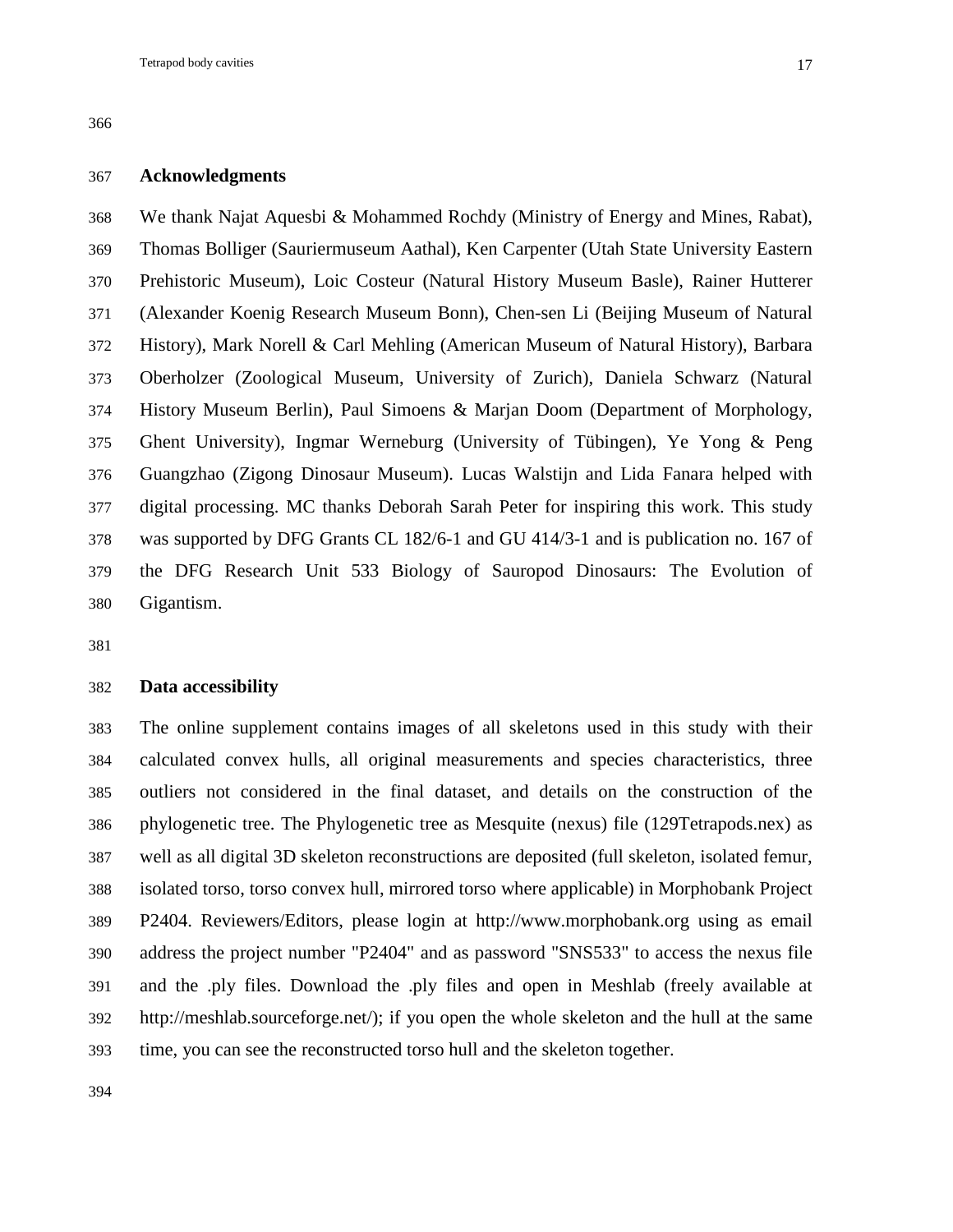## Acknowledgments

We thank Najat Aquesbi & Mohammed Rochdy (Ministry of Energy and Mines, Rabat), Thomas Bolliger (Sauriermuseum Aathal), Ken Carpenter (Utah State University Eastern Prehistoric Museum), Loic Costeur (Natural History Museum Basle), Rainer Hutterer (Alexander Koenig Research Museum Bonn), Chen-sen Li (Beijing Museum of Natural History), Mark Norell & Carl Mehling (American Museum of Natural History), Barbara Oberholzer (Zoological Museum, University of Zurich), Daniela Schwarz (Natural History Museum Berlin), Paul Simoens & Marjan Doom (Department of Morphology, Ghent University), Ingmar Werneburg (University of Tübingen), Ye Yong & Peng Guangzhao (Zigong Dinosaur Museum). Lucas Walstijn and Lida Fanara helped with digital processing. MC thanks Deborah Sarah Peter for inspiring this work. This study was supported by DFG Grants CL 182/6-1 and GU 414/3-1 and is publication no. 167 of the DFG Research Unit 533 Biology of Sauropod Dinosaurs: The Evolution of Gigantism.

## Data accessibility

The online supplement contains images of all skeletons used in this study with their calculated convex hulls, all original measurements and species characteristics, three outliers not considered in the final dataset, and details on the construction of the phylogenetic tree. The Phylogenetic tree as Mesquite (nexus) file (129Tetrapods.nex) as well as all digital 3D skeleton reconstructions are deposited (full skeleton, isolated femur, isolated torso, torso convex hull, mirrored torso where applicable) in Morphobank Project P2404. Reviewers/Editors, please login at http://www.morphobank.org using as email address the project number "P2404" and as password "SNS533" to access the nexus file and the .ply files. Download the .ply files and open in Meshlab (freely available at http://meshlab.sourceforge.net/); if you open the whole skeleton and the hull at the same time, you can see the reconstructed torso hull and the skeleton together.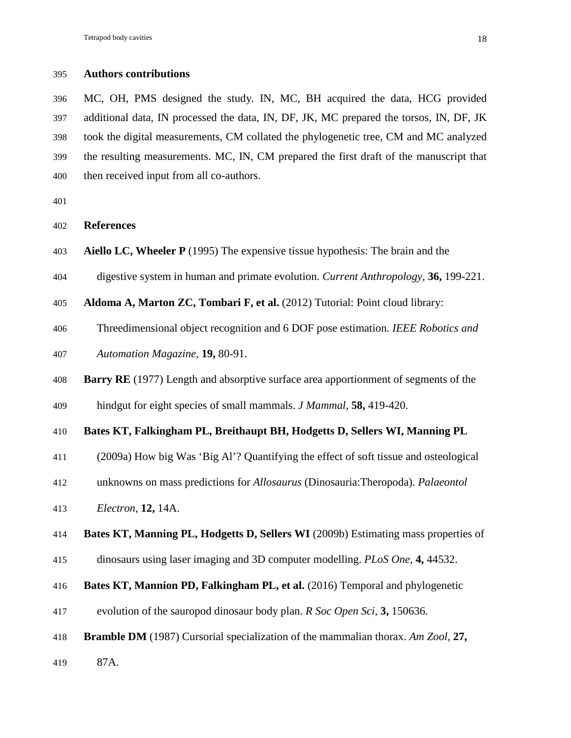## Authors contributions

MC, OH, PMS designed the study. IN, MC, BH acquired the data, HCG provided additional data, IN processed the data, IN, DF, JK, MC prepared the torsos, IN, DF, JK took the digital measurements, CM collated the phylogenetic tree, CM and MC analyzed the resulting measurements. MC, IN, CM prepared the first draft of the manuscript that then received input from all co-authors.

## References

**Aiello LC, Wheeler P** (1995) The expensive tissue hypothesis: The brain and the digestive system in human and primate evolution. *Current Anthropology,* **36,** 199-221.

**Aldoma A, Marton ZC, Tombari F, et al.** (2012) Tutorial: Point cloud library: Threedimensional object recognition and 6 DOF pose estimation. *IEEE Robotics and Automation Magazine,* **19,** 80-91.

**Barry RE** (1977) Length and absorptive surface area apportionment of segments of the hindgut for eight species of small mammals. *J Mammal,* **58,** 419-420.

**Bates KT, Falkingham PL, Breithaupt BH, Hodgetts D, Sellers WI, Manning PL** (2009a) How big Was 'Big Al'? Quantifying the effect of soft tissue and osteological unknowns on mass predictions for *Allosaurus* (Dinosauria:Theropoda). *Palaeontol Electron,* **12,** 14A.

**Bates KT, Manning PL, Hodgetts D, Sellers WI** (2009b) Estimating mass properties of dinosaurs using laser imaging and 3D computer modelling. *PLoS One,* **4,** 44532.

**Bates KT, Mannion PD, Falkingham PL, et al.** (2016) Temporal and phylogenetic evolution of the sauropod dinosaur body plan. *R Soc Open Sci,* **3,** 150636.

**Bramble DM** (1987) Cursorial specialization of the mammalian thorax. *Am Zool,* **27,** 87A.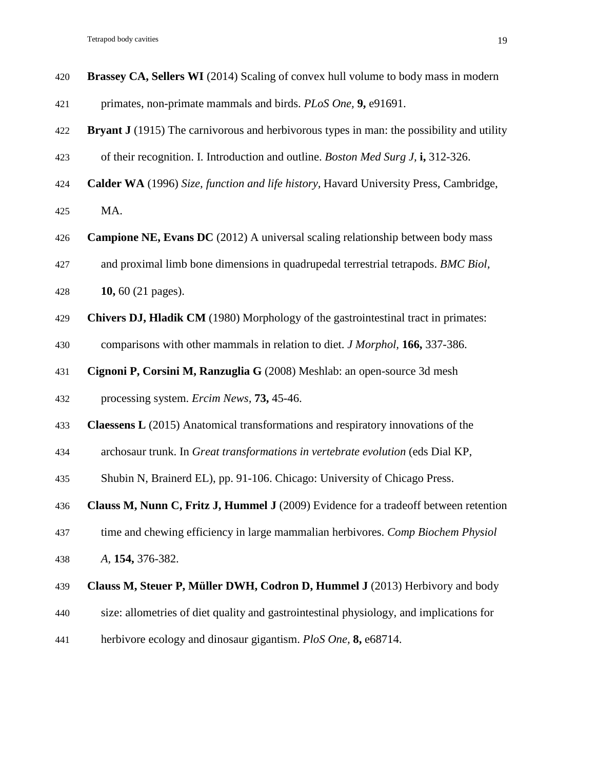**Brassey CA, Sellers WI** (2014) Scaling of convex hull volume to body mass in modern primates, non-primate mammals and birds. *PLoS One,* **9,** e91691.

**Bryant J** (1915) The carnivorous and herbivorous types in man: the possibility and utility of their recognition. I. Introduction and outline. *Boston Med Surg J,* **i,** 312-326.

**Calder WA** (1996) *Size, function and life history,* Havard University Press, Cambridge, MA.

**Campione NE, Evans DC** (2012) A universal scaling relationship between body mass and proximal limb bone dimensions in quadrupedal terrestrial tetrapods. *BMC Biol,* **10,** 60 (21 pages).

**Chivers DJ, Hladik CM** (1980) Morphology of the gastrointestinal tract in primates: comparisons with other mammals in relation to diet. *J Morphol,* **166,** 337-386.

**Cignoni P, Corsini M, Ranzuglia G** (2008) Meshlab: an open-source 3d mesh processing system. *Ercim News,* **73,** 45-46.

**Claessens L** (2015) Anatomical transformations and respiratory innovations of the archosaur trunk. In *Great transformations in vertebrate evolution* (eds Dial KP, Shubin N, Brainerd EL), pp. 91-106. Chicago: University of Chicago Press.

**Clauss M, Nunn C, Fritz J, Hummel J** (2009) Evidence for a tradeoff between retention time and chewing efficiency in large mammalian herbivores. *Comp Biochem Physiol A,* **154,** 376-382.

**Clauss M, Steuer P, Müller DWH, Codron D, Hummel J** (2013) Herbivory and body size: allometries of diet quality and gastrointestinal physiology, and implications for herbivore ecology and dinosaur gigantism. *PloS One,* **8,** e68714.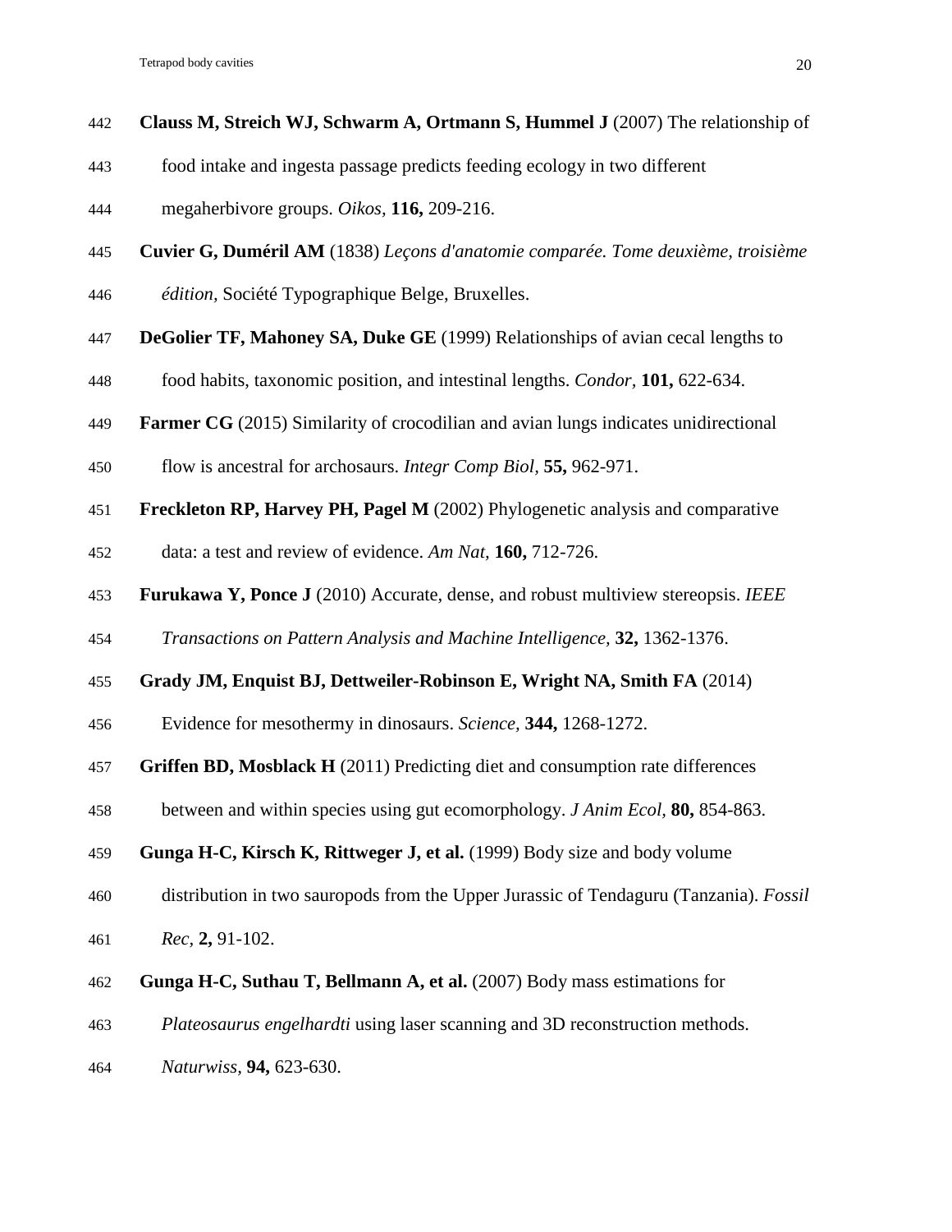**Clauss M, Streich WJ, Schwarm A, Ortmann S, Hummel J** (2007) The relationship of food intake and ingesta passage predicts feeding ecology in two different megaherbivore groups. *Oikos,* **116,** 209-216.

**Cuvier G, Duméril AM** (1838) *Leçons d'anatomie comparée. Tome deuxième, troisième édition,* Société Typographique Belge, Bruxelles.

**DeGolier TF, Mahoney SA, Duke GE** (1999) Relationships of avian cecal lengths to food habits, taxonomic position, and intestinal lengths. *Condor,* **101,** 622-634.

**Farmer CG** (2015) Similarity of crocodilian and avian lungs indicates unidirectional flow is ancestral for archosaurs. *Integr Comp Biol,* **55,** 962-971.

**Freckleton RP, Harvey PH, Pagel M** (2002) Phylogenetic analysis and comparative data: a test and review of evidence. *Am Nat,* **160,** 712-726.

**Furukawa Y, Ponce J** (2010) Accurate, dense, and robust multiview stereopsis. *IEEE Transactions on Pattern Analysis and Machine Intelligence,* **32,** 1362-1376.

**Grady JM, Enquist BJ, Dettweiler-Robinson E, Wright NA, Smith FA** (2014) Evidence for mesothermy in dinosaurs. *Science,* **344,** 1268-1272.

**Griffen BD, Mosblack H** (2011) Predicting diet and consumption rate differences between and within species using gut ecomorphology. *J Anim Ecol,* **80,** 854-863.

**Gunga H-C, Kirsch K, Rittweger J, et al.** (1999) Body size and body volume distribution in two sauropods from the Upper Jurassic of Tendaguru (Tanzania). *Fossil Rec,* **2,** 91-102.

**Gunga H-C, Suthau T, Bellmann A, et al.** (2007) Body mass estimations for *Plateosaurus engelhardti* using laser scanning and 3D reconstruction methods. *Naturwiss,* **94,** 623-630.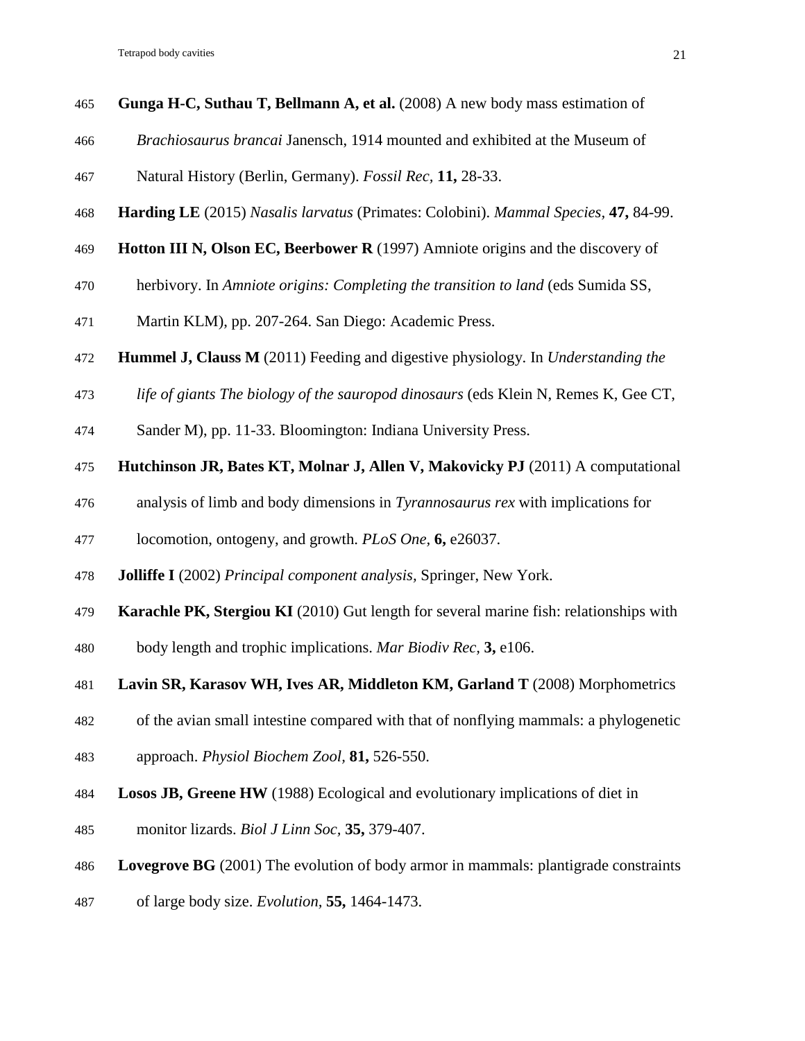**Gunga H-C, Suthau T, Bellmann A, et al.** (2008) A new body mass estimation of *Brachiosaurus brancai* Janensch, 1914 mounted and exhibited at the Museum of Natural History (Berlin, Germany). *Fossil Rec,* **11,** 28-33.

**Harding LE** (2015) *Nasalis larvatus* (Primates: Colobini). *Mammal Species,* **47,** 84-99.

**Hotton III N, Olson EC, Beerbower R** (1997) Amniote origins and the discovery of herbivory. In *Amniote origins: Completing the transition to land* (eds Sumida SS, Martin KLM), pp. 207-264. San Diego: Academic Press.

**Hummel J, Clauss M** (2011) Feeding and digestive physiology. In *Understanding the life of giants The biology of the sauropod dinosaurs* (eds Klein N, Remes K, Gee CT, Sander M), pp. 11-33. Bloomington: Indiana University Press.

**Hutchinson JR, Bates KT, Molnar J, Allen V, Makovicky PJ** (2011) A computational analysis of limb and body dimensions in *Tyrannosaurus rex* with implications for locomotion, ontogeny, and growth. *PLoS One,* **6,** e26037.

**Jolliffe I** (2002) *Principal component analysis,* Springer, New York.

**Karachle PK, Stergiou KI** (2010) Gut length for several marine fish: relationships with body length and trophic implications. *Mar Biodiv Rec,* **3,** e106.

**Lavin SR, Karasov WH, Ives AR, Middleton KM, Garland T** (2008) Morphometrics of the avian small intestine compared with that of nonflying mammals: a phylogenetic approach. *Physiol Biochem Zool,* **81,** 526-550.

**Losos JB, Greene HW** (1988) Ecological and evolutionary implications of diet in monitor lizards. *Biol J Linn Soc,* **35,** 379-407.

**Lovegrove BG** (2001) The evolution of body armor in mammals: plantigrade constraints of large body size. *Evolution,* **55,** 1464-1473.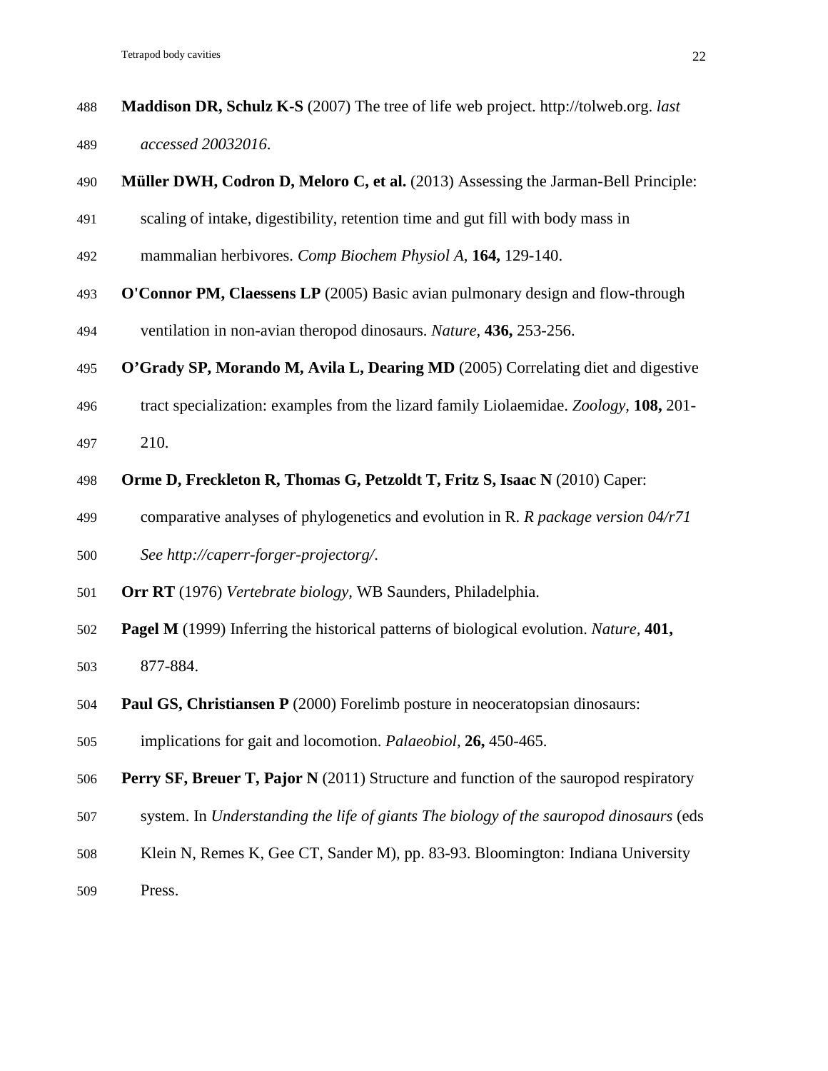**Maddison DR, Schulz K-S** (2007) The tree of life web project. http://tolweb.org. *last accessed 20032016*.

**Müller DWH, Codron D, Meloro C, et al.** (2013) Assessing the Jarman-Bell Principle: scaling of intake, digestibility, retention time and gut fill with body mass in mammalian herbivores. *Comp Biochem Physiol A*, **164,** 129-140.

**O'Connor PM, Claessens LP** (2005) Basic avian pulmonary design and flow-through ventilation in non-avian theropod dinosaurs. *Nature*, **436,** 253-256.

**O'Grady SP, Morando M, Avila L, Dearing MD** (2005) Correlating diet and digestive tract specialization: examples from the lizard family Liolaemidae. *Zoology*, **108,** 201-210.

**Orme D, Freckleton R, Thomas G, Petzoldt T, Fritz S, Isaac N** (2010) Caper: comparative analyses of phylogenetics and evolution in R. *R package version 04/r71 See http://caperr-forger-projectorg/*.

**Orr RT** (1976) *Vertebrate biology*, WB Saunders, Philadelphia.

**Pagel M** (1999) Inferring the historical patterns of biological evolution. *Nature*, **401,** 877-884.

**Paul GS, Christiansen P** (2000) Forelimb posture in neoceratopsian dinosaurs: implications for gait and locomotion. *Palaeobiol*, **26,** 450-465.

**Perry SF, Breuer T, Pajor N** (2011) Structure and function of the sauropod respiratory system. In *Understanding the life of giants The biology of the sauropod dinosaurs* (eds Klein N, Remes K, Gee CT, Sander M), pp. 83-93. Bloomington: Indiana University Press.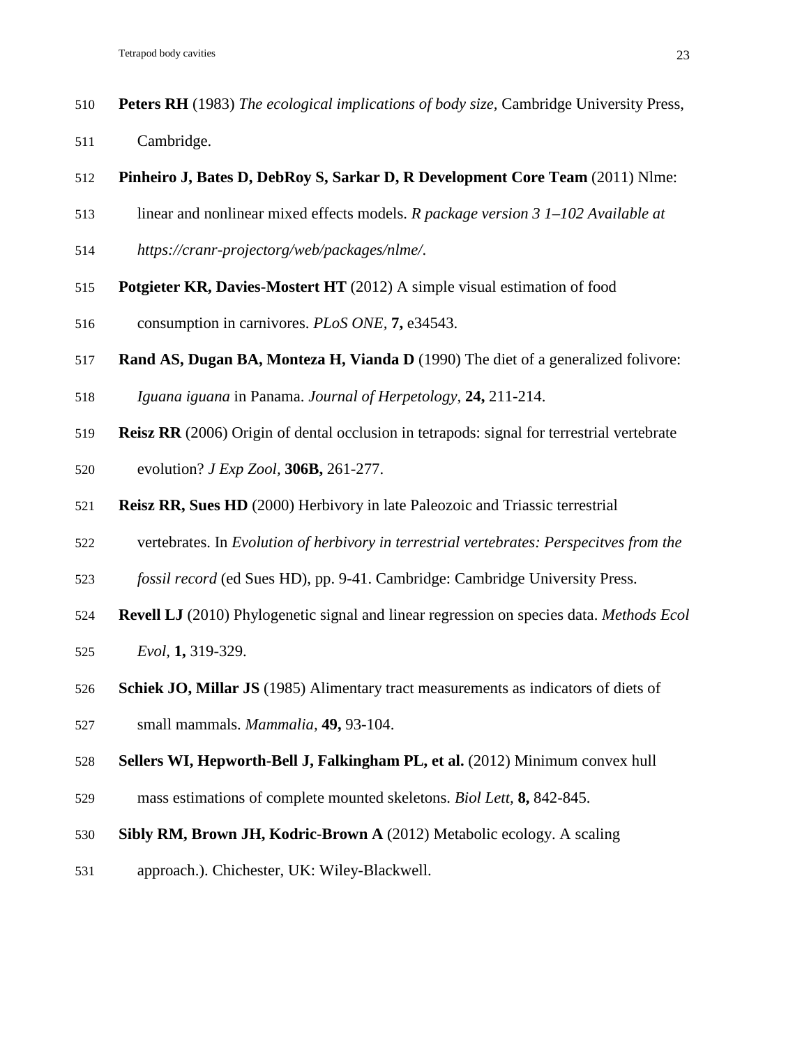**Peters RH** (1983) *The ecological implications of body size,* Cambridge University Press, Cambridge.

**Pinheiro J, Bates D, DebRoy S, Sarkar D, R Development Core Team** (2011) Nlme: linear and nonlinear mixed effects models. *R package version 3 1–102 Available at https://cranr-projectorg/web/packages/nlme/.*

**Potgieter KR, Davies-Mostert HT** (2012) A simple visual estimation of food consumption in carnivores. *PLoS ONE,* **7,** e34543.

**Rand AS, Dugan BA, Monteza H, Vianda D** (1990) The diet of a generalized folivore: *Iguana iguana* in Panama. *Journal of Herpetology,* **24,** 211-214.

**Reisz RR** (2006) Origin of dental occlusion in tetrapods: signal for terrestrial vertebrate evolution? *J Exp Zool,* **306B,** 261-277.

**Reisz RR, Sues HD** (2000) Herbivory in late Paleozoic and Triassic terrestrial vertebrates. In *Evolution of herbivory in terrestrial vertebrates: Perspecitves from the fossil record* (ed Sues HD), pp. 9-41. Cambridge: Cambridge University Press.

**Revell LJ** (2010) Phylogenetic signal and linear regression on species data. *Methods Ecol Evol,* **1,** 319-329.

**Schiek JO, Millar JS** (1985) Alimentary tract measurements as indicators of diets of small mammals. *Mammalia,* **49,** 93-104.

**Sellers WI, Hepworth-Bell J, Falkingham PL, et al.** (2012) Minimum convex hull mass estimations of complete mounted skeletons. *Biol Lett,* **8,** 842-845.

**Sibly RM, Brown JH, Kodric-Brown A** (2012) Metabolic ecology. A scaling approach.). Chichester, UK: Wiley-Blackwell.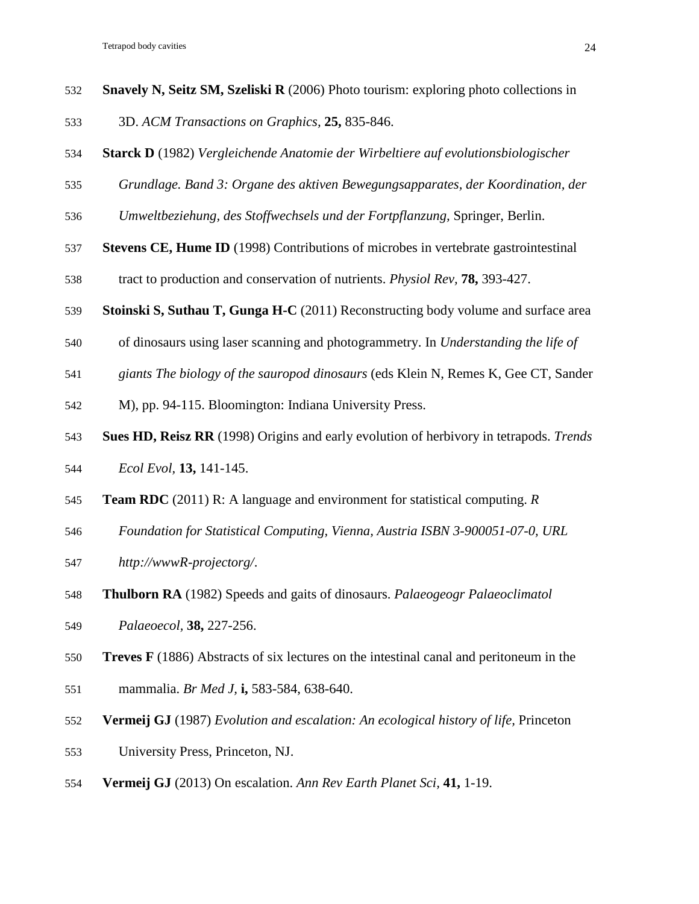**Snavely N, Seitz SM, Szeliski R** (2006) Photo tourism: exploring photo collections in 3D. *ACM Transactions on Graphics,* **25,** 835-846.

**Starck D** (1982) *Vergleichende Anatomie der Wirbeltiere auf evolutionsbiologischer Grundlage. Band 3: Organe des aktiven Bewegungsapparates, der Koordination, der Umweltbeziehung, des Stoffwechsels und der Fortpflanzung,* Springer, Berlin.

**Stevens CE, Hume ID** (1998) Contributions of microbes in vertebrate gastrointestinal tract to production and conservation of nutrients. *Physiol Rev,* **78,** 393-427.

**Stoinski S, Suthau T, Gunga H-C** (2011) Reconstructing body volume and surface area of dinosaurs using laser scanning and photogrammetry. In *Understanding the life of giants The biology of the sauropod dinosaurs* (eds Klein N, Remes K, Gee CT, Sander M), pp. 94-115. Bloomington: Indiana University Press.

**Sues HD, Reisz RR** (1998) Origins and early evolution of herbivory in tetrapods. *Trends Ecol Evol,* **13,** 141-145.

**Team RDC** (2011) R: A language and environment for statistical computing. *R Foundation for Statistical Computing, Vienna, Austria ISBN 3-900051-07-0, URL http://wwwR-projectorg/.*

**Thulborn RA** (1982) Speeds and gaits of dinosaurs. *Palaeogeogr Palaeoclimatol Palaeoecol,* **38,** 227-256.

**Treves F** (1886) Abstracts of six lectures on the intestinal canal and peritoneum in the mammalia. *Br Med J,* **i,** 583-584, 638-640.

**Vermeij GJ** (1987) *Evolution and escalation: An ecological history of life,* Princeton University Press, Princeton, NJ.

**Vermeij GJ** (2013) On escalation. *Ann Rev Earth Planet Sci,* **41,** 1-19.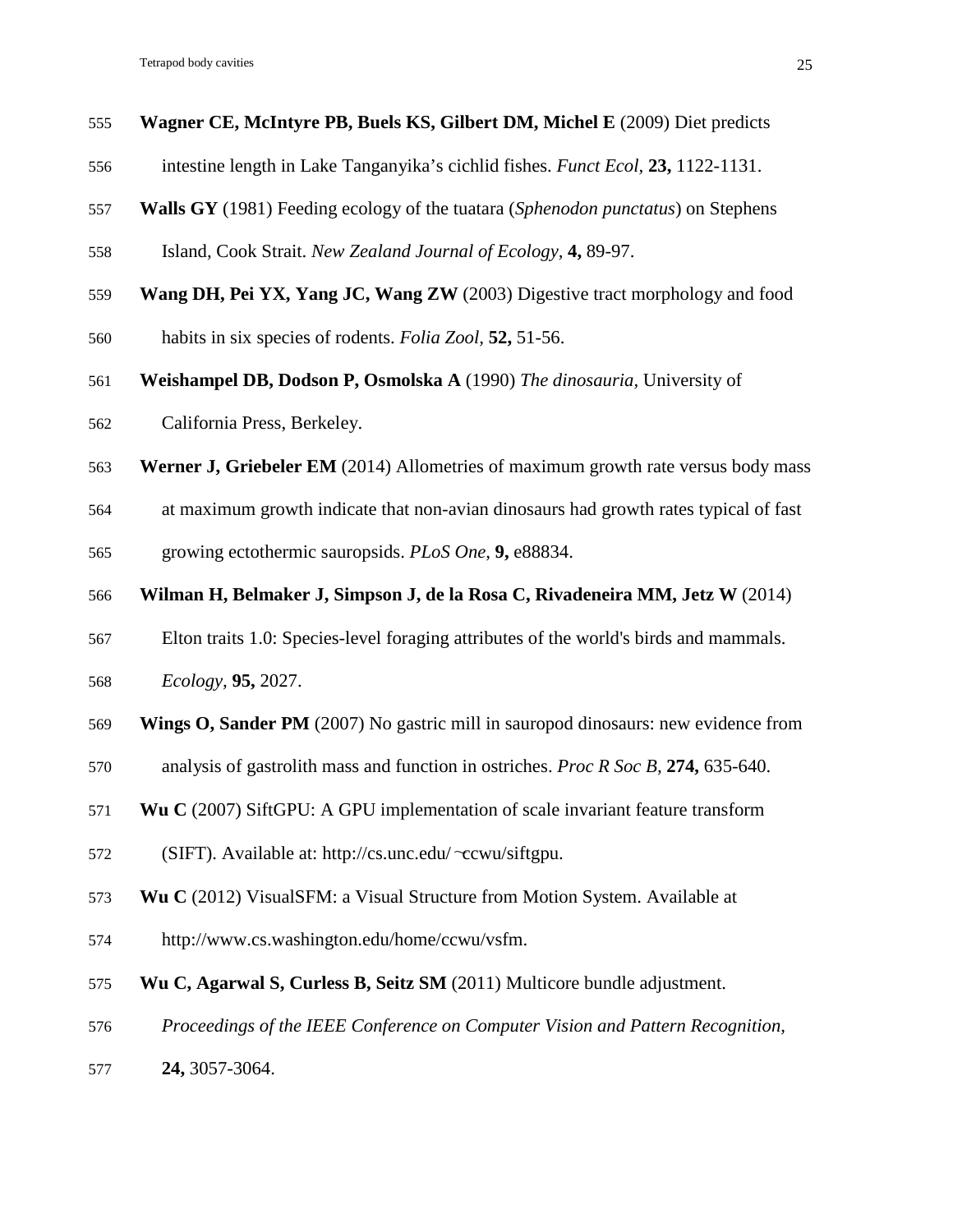**Wagner CE, McIntyre PB, Buels KS, Gilbert DM, Michel E** (2009) Diet predicts intestine length in Lake Tanganyika's cichlid fishes. *Funct Ecol*, **23,** 1122-1131.

**Walls GY** (1981) Feeding ecology of the tuatara (*Sphenodon punctatus*) on Stephens Island, Cook Strait. *New Zealand Journal of Ecology*, **4,** 89-97.

**Wang DH, Pei YX, Yang JC, Wang ZW** (2003) Digestive tract morphology and food habits in six species of rodents. *Folia Zool*, **52,** 51-56.

**Weishampel DB, Dodson P, Osmolska A** (1990) *The dinosauria*, University of California Press, Berkeley.

**Werner J, Griebeler EM** (2014) Allometries of maximum growth rate versus body mass at maximum growth indicate that non-avian dinosaurs had growth rates typical of fast growing ectothermic sauropsids. *PLoS One*, **9,** e88834.

**Wilman H, Belmaker J, Simpson J, de la Rosa C, Rivadeneira MM, Jetz W** (2014) Elton traits 1.0: Species-level foraging attributes of the world's birds and mammals. *Ecology*, **95,** 2027.

**Wings O, Sander PM** (2007) No gastric mill in sauropod dinosaurs: new evidence from analysis of gastrolith mass and function in ostriches. *Proc R Soc B*, **274,** 635-640.

**Wu C** (2007) SiftGPU: A GPU implementation of scale invariant feature transform (SIFT). Available at: http://cs.unc.edu/~ccwu/siftgpu.

**Wu C** (2012) VisualSFM: a Visual Structure from Motion System. Available at http://www.cs.washington.edu/home/ccwu/vsfm.

**Wu C, Agarwal S, Curless B, Seitz SM** (2011) Multicore bundle adjustment. *Proceedings of the IEEE Conference on Computer Vision and Pattern Recognition*, **24,** 3057-3064.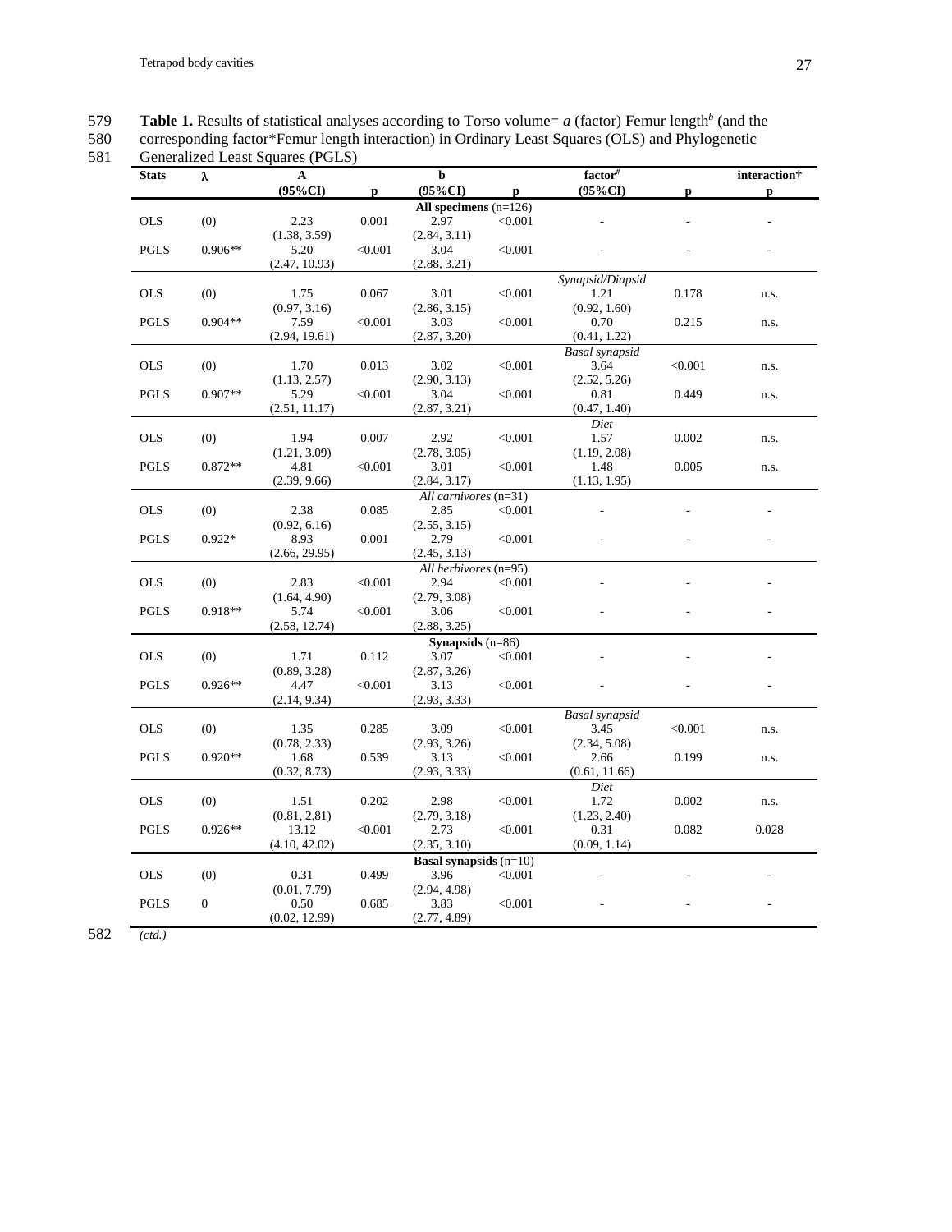**Table 1.** Results of statistical analyses according to Torso volume= $a$ (factor) Femur length$^{b}$ (and the corresponding factor*Femur length interaction) in Ordinary Least Squares (OLS) and Phylogenetic Generalized Least Squares (PGLS)

| Stats | λ | A (95%CI) | p | b (95%CI) | p | factor[#] (95%CI) | p | interaction† p |
|---|---|---|---|---|---|---|---|---|
| | | | | **All specimens** (n=126) | | | | |
| OLS | (0) | 2.23 (1.38, 3.59) | 0.001 | 2.97 (2.84, 3.11) | <0.001 | - | - | - |
| PGLS | 0.906** | 5.20 (2.47, 10.93) | <0.001 | 3.04 (2.88, 3.21) | <0.001 | - | - | - |
| | | | | | | *Synapsid/Diapsid* | | |
| OLS | (0) | 1.75 (0.97, 3.16) | 0.067 | 3.01 (2.86, 3.15) | <0.001 | 1.21 (0.92, 1.60) | 0.178 | n.s. |
| PGLS | 0.904** | 7.59 (2.94, 19.61) | <0.001 | 3.03 (2.87, 3.20) | <0.001 | 0.70 (0.41, 1.22) | 0.215 | n.s. |
| | | | | | | *Basal synapsid* | | |
| OLS | (0) | 1.70 (1.13, 2.57) | 0.013 | 3.02 (2.90, 3.13) | <0.001 | 3.64 (2.52, 5.26) | <0.001 | n.s. |
| PGLS | 0.907** | 5.29 (2.51, 11.17) | <0.001 | 3.04 (2.87, 3.21) | <0.001 | 0.81 (0.47, 1.40) | 0.449 | n.s. |
| | | | | | | *Diet* | | |
| OLS | (0) | 1.94 (1.21, 3.09) | 0.007 | 2.92 (2.78, 3.05) | <0.001 | 1.57 (1.19, 2.08) | 0.002 | n.s. |
| PGLS | 0.872** | 4.81 (2.39, 9.66) | <0.001 | 3.01 (2.84, 3.17) | <0.001 | 1.48 (1.13, 1.95) | 0.005 | n.s. |
| | | | | *All carnivores* (n=31) | | | | |
| OLS | (0) | 2.38 (0.92, 6.16) | 0.085 | 2.85 (2.55, 3.15) | <0.001 | - | - | - |
| PGLS | 0.922* | 8.93 (2.66, 29.95) | 0.001 | 2.79 (2.45, 3.13) | <0.001 | - | - | - |
| | | | | *All herbivores* (n=95) | | | | |
| OLS | (0) | 2.83 (1.64, 4.90) | <0.001 | 2.94 (2.79, 3.08) | <0.001 | - | - | - |
| PGLS | 0.918** | 5.74 (2.58, 12.74) | <0.001 | 3.06 (2.88, 3.25) | <0.001 | - | - | - |
| | | | | **Synapsids** (n=86) | | | | |
| OLS | (0) | 1.71 (0.89, 3.28) | 0.112 | 3.07 (2.87, 3.26) | <0.001 | - | - | - |
| PGLS | 0.926** | 4.47 (2.14, 9.34) | <0.001 | 3.13 (2.93, 3.33) | <0.001 | - | - | - |
| | | | | | | *Basal synapsid* | | |
| OLS | (0) | 1.35 (0.78, 2.33) | 0.285 | 3.09 (2.93, 3.26) | <0.001 | 3.45 (2.34, 5.08) | <0.001 | n.s. |
| PGLS | 0.920** | 1.68 (0.32, 8.73) | 0.539 | 3.13 (2.93, 3.33) | <0.001 | 2.66 (0.61, 11.66) | 0.199 | n.s. |
| | | | | | | *Diet* | | |
| OLS | (0) | 1.51 (0.81, 2.81) | 0.202 | 2.98 (2.79, 3.18) | <0.001 | 1.72 (1.23, 2.40) | 0.002 | n.s. |
| PGLS | 0.926** | 13.12 (4.10, 42.02) | <0.001 | 2.73 (2.35, 3.10) | <0.001 | 0.31 (0.09, 1.14) | 0.082 | 0.028 |
| | | | | **Basal synapsids** (n=10) | | | | |
| OLS | (0) | 0.31 (0.01, 7.79) | 0.499 | 3.96 (2.94, 4.98) | <0.001 | - | - | - |
| PGLS | 0 | 0.50 (0.02, 12.99) | 0.685 | 3.83 (2.77, 4.89) | <0.001 | - | - | - |

*(ctd.)*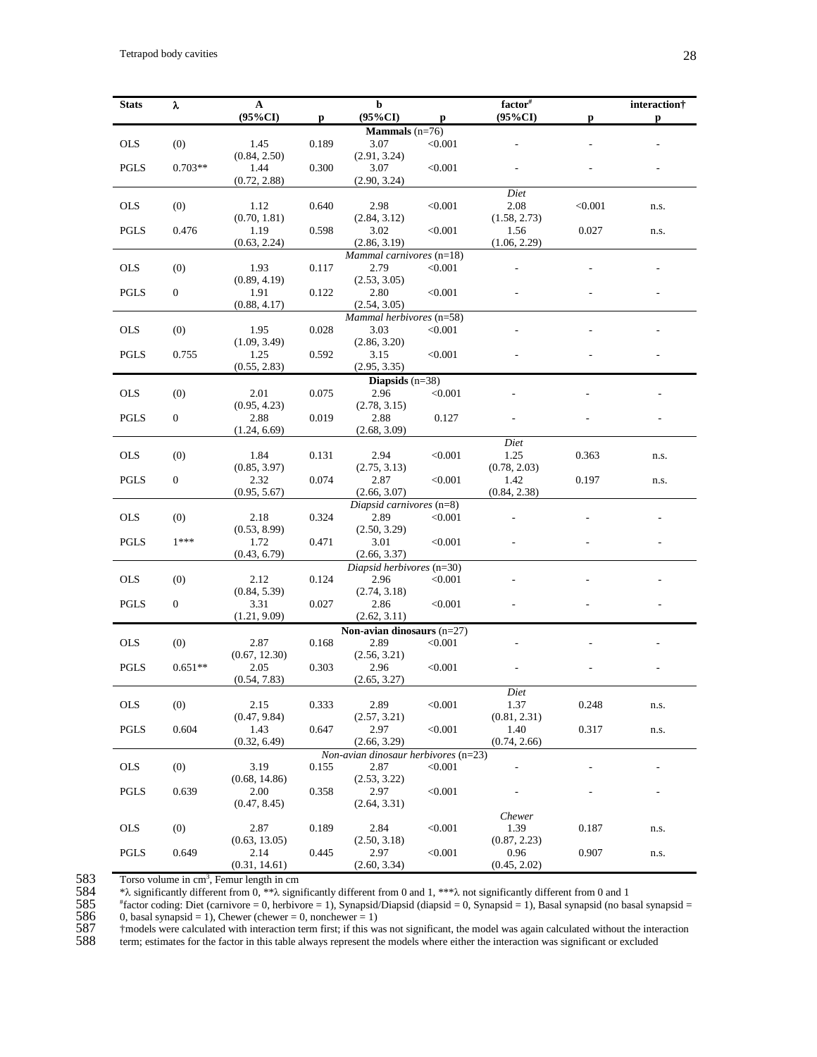| Stats | λ | A (95%CI) | p | b (95%CI) | p | factor[#] (95%CI) | p | interaction† p |
|---|---|---|---|---|---|---|---|---|
| | | | | **Mammals** (n=76) | | | | |
| OLS | (0) | 1.45 (0.84, 2.50) | 0.189 | 3.07 (2.91, 3.24) | <0.001 | - | - | - |
| PGLS | 0.703** | 1.44 (0.72, 2.88) | 0.300 | 3.07 (2.90, 3.24) | <0.001 | - | - | - |
| | | | | | | *Diet* | | |
| OLS | (0) | 1.12 (0.70, 1.81) | 0.640 | 2.98 (2.84, 3.12) | <0.001 | 2.08 (1.58, 2.73) | <0.001 | n.s. |
| PGLS | 0.476 | 1.19 (0.63, 2.24) | 0.598 | 3.02 (2.86, 3.19) | <0.001 | 1.56 (1.06, 2.29) | 0.027 | n.s. |
| | | | | *Mammal carnivores* (n=18) | | | | |
| OLS | (0) | 1.93 (0.89, 4.19) | 0.117 | 2.79 (2.53, 3.05) | <0.001 | - | - | - |
| PGLS | 0 | 1.91 (0.88, 4.17) | 0.122 | 2.80 (2.54, 3.05) | <0.001 | - | - | - |
| | | | | *Mammal herbivores* (n=58) | | | | |
| OLS | (0) | 1.95 (1.09, 3.49) | 0.028 | 3.03 (2.86, 3.20) | <0.001 | - | - | - |
| PGLS | 0.755 | 1.25 (0.55, 2.83) | 0.592 | 3.15 (2.95, 3.35) | <0.001 | - | - | - |
| | | | | **Diapsids** (n=38) | | | | |
| OLS | (0) | 2.01 (0.95, 4.23) | 0.075 | 2.96 (2.78, 3.15) | <0.001 | - | - | - |
| PGLS | 0 | 2.88 (1.24, 6.69) | 0.019 | 2.88 (2.68, 3.09) | 0.127 | - | - | - |
| | | | | | | *Diet* | | |
| OLS | (0) | 1.84 (0.85, 3.97) | 0.131 | 2.94 (2.75, 3.13) | <0.001 | 1.25 (0.78, 2.03) | 0.363 | n.s. |
| PGLS | 0 | 2.32 (0.95, 5.67) | 0.074 | 2.87 (2.66, 3.07) | <0.001 | 1.42 (0.84, 2.38) | 0.197 | n.s. |
| | | | | *Diapsid carnivores* (n=8) | | | | |
| OLS | (0) | 2.18 (0.53, 8.99) | 0.324 | 2.89 (2.50, 3.29) | <0.001 | - | - | - |
| PGLS | 1*** | 1.72 (0.43, 6.79) | 0.471 | 3.01 (2.66, 3.37) | <0.001 | - | - | - |
| | | | | *Diapsid herbivores* (n=30) | | | | |
| OLS | (0) | 2.12 (0.84, 5.39) | 0.124 | 2.96 (2.74, 3.18) | <0.001 | - | - | - |
| PGLS | 0 | 3.31 (1.21, 9.09) | 0.027 | 2.86 (2.62, 3.11) | <0.001 | - | - | - |
| | | | | **Non-avian dinosaurs** (n=27) | | | | |
| OLS | (0) | 2.87 (0.67, 12.30) | 0.168 | 2.89 (2.56, 3.21) | <0.001 | - | - | - |
| PGLS | 0.651** | 2.05 (0.54, 7.83) | 0.303 | 2.96 (2.65, 3.27) | <0.001 | - | - | - |
| | | | | | | *Diet* | | |
| OLS | (0) | 2.15 (0.47, 9.84) | 0.333 | 2.89 (2.57, 3.21) | <0.001 | 1.37 (0.81, 2.31) | 0.248 | n.s. |
| PGLS | 0.604 | 1.43 (0.32, 6.49) | 0.647 | 2.97 (2.66, 3.29) | <0.001 | 1.40 (0.74, 2.66) | 0.317 | n.s. |
| | | | | *Non-avian dinosaur herbivores* (n=23) | | | | |
| OLS | (0) | 3.19 (0.68, 14.86) | 0.155 | 2.87 (2.53, 3.22) | <0.001 | - | - | - |
| PGLS | 0.639 | 2.00 (0.47, 8.45) | 0.358 | 2.97 (2.64, 3.31) | <0.001 | - | - | - |
| | | | | | | *Chewer* | | |
| OLS | (0) | 2.87 (0.63, 13.05) | 0.189 | 2.84 (2.50, 3.18) | <0.001 | 1.39 (0.87, 2.23) | 0.187 | n.s. |
| PGLS | 0.649 | 2.14 (0.31, 14.61) | 0.445 | 2.97 (2.60, 3.34) | <0.001 | 0.96 (0.45, 2.02) | 0.907 | n.s. |

583 Torso volume in $cm^3$, Femur length in cm

584 *λ significantly different from 0, **λ significantly different from 0 and 1, ***λ not significantly different from 0 and 1

585 [#]factor coding: Diet (carnivore = 0, herbivore = 1), Synapsid/Diapsid (diapsid = 0, Synapsid = 1), Basal synapsid (no basal synapsid =

586 0, basal synapsid = 1), Chewer (chewer = 0, nonchewer = 1)

587 †models were calculated with interaction term first; if this was not significant, the model was again calculated without the interaction

588 term; estimates for the factor in this table always represent the models where either the interaction was significant or excluded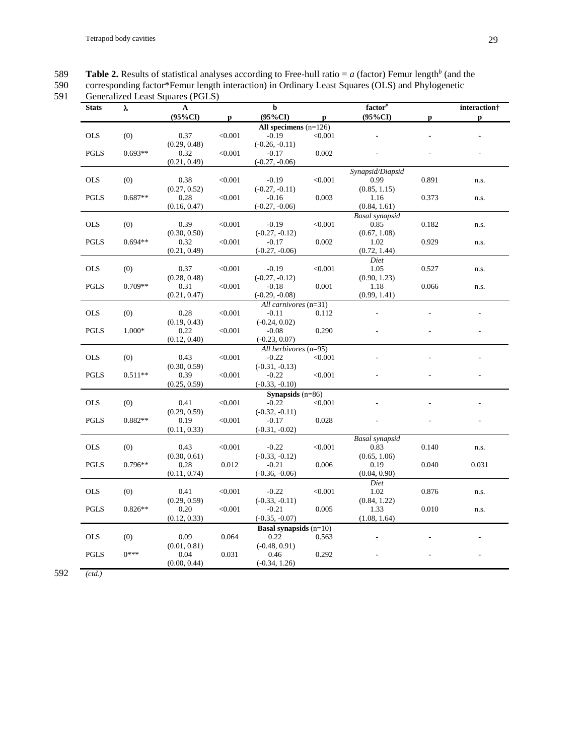589 **Table 2.** Results of statistical analyses according to Free-hull ratio = *a* (factor) Femur length$^{b}$ (and the
590 corresponding factor*Femur length interaction) in Ordinary Least Squares (OLS) and Phylogenetic
591 Generalized Least Squares (PGLS)

| Stats | λ | A (95%CI) | p | b (95%CI) | p | factor[#] (95%CI) | p | interaction† p |
|---|---|---|---|---|---|---|---|---|
| | | | | **All specimens** (n=126) | | | | |
| OLS | (0) | 0.37 (0.29, 0.48) | <0.001 | -0.19 (-0.26, -0.11) | <0.001 | - | - | - |
| PGLS | 0.693** | 0.32 (0.21, 0.49) | <0.001 | -0.17 (-0.27, -0.06) | 0.002 | - | - | - |
| | | | | | | *Synapsid/Diapsid* | | |
| OLS | (0) | 0.38 (0.27, 0.52) | <0.001 | -0.19 (-0.27, -0.11) | <0.001 | 0.99 (0.85, 1.15) | 0.891 | n.s. |
| PGLS | 0.687** | 0.28 (0.16, 0.47) | <0.001 | -0.16 (-0.27, -0.06) | 0.003 | 1.16 (0.84, 1.61) | 0.373 | n.s. |
| | | | | | | *Basal synapsid* | | |
| OLS | (0) | 0.39 (0.30, 0.50) | <0.001 | -0.19 (-0.27, -0.12) | <0.001 | 0.85 (0.67, 1.08) | 0.182 | n.s. |
| PGLS | 0.694** | 0.32 (0.21, 0.49) | <0.001 | -0.17 (-0.27, -0.06) | 0.002 | 1.02 (0.72, 1.44) | 0.929 | n.s. |
| | | | | | | *Diet* | | |
| OLS | (0) | 0.37 (0.28, 0.48) | <0.001 | -0.19 (-0.27, -0.12) | <0.001 | 1.05 (0.90, 1.23) | 0.527 | n.s. |
| PGLS | 0.709** | 0.31 (0.21, 0.47) | <0.001 | -0.18 (-0.29, -0.08) | 0.001 | 1.18 (0.99, 1.41) | 0.066 | n.s. |
| | | | | *All carnivores* (n=31) | | | | |
| OLS | (0) | 0.28 (0.19, 0.43) | <0.001 | -0.11 (-0.24, 0.02) | 0.112 | - | - | - |
| PGLS | 1.000* | 0.22 (0.12, 0.40) | <0.001 | -0.08 (-0.23, 0.07) | 0.290 | - | - | - |
| | | | | *All herbivores* (n=95) | | | | |
| OLS | (0) | 0.43 (0.30, 0.59) | <0.001 | -0.22 (-0.31, -0.13) | <0.001 | - | - | - |
| PGLS | 0.511** | 0.39 (0.25, 0.59) | <0.001 | -0.22 (-0.33, -0.10) | <0.001 | - | - | - |
| | | | | **Synapsids** (n=86) | | | | |
| OLS | (0) | 0.41 (0.29, 0.59) | <0.001 | -0.22 (-0.32, -0.11) | <0.001 | - | - | - |
| PGLS | 0.882** | 0.19 (0.11, 0.33) | <0.001 | -0.17 (-0.31, -0.02) | 0.028 | - | - | - |
| | | | | | | *Basal synapsid* | | |
| OLS | (0) | 0.43 (0.30, 0.61) | <0.001 | -0.22 (-0.33, -0.12) | <0.001 | 0.83 (0.65, 1.06) | 0.140 | n.s. |
| PGLS | 0.796** | 0.28 (0.11, 0.74) | 0.012 | -0.21 (-0.36, -0.06) | 0.006 | 0.19 (0.04, 0.90) | 0.040 | 0.031 |
| | | | | | | *Diet* | | |
| OLS | (0) | 0.41 (0.29, 0.59) | <0.001 | -0.22 (-0.33, -0.11) | <0.001 | 1.02 (0.84, 1.22) | 0.876 | n.s. |
| PGLS | 0.826** | 0.20 (0.12, 0.33) | <0.001 | -0.21 (-0.35, -0.07) | 0.005 | 1.33 (1.08, 1.64) | 0.010 | n.s. |
| | | | | **Basal synapsids** (n=10) | | | | |
| OLS | (0) | 0.09 (0.01, 0.81) | 0.064 | 0.22 (-0.48, 0.91) | 0.563 | - | - | - |
| PGLS | 0*** | 0.04 (0.00, 0.44) | 0.031 | 0.46 (-0.34, 1.26) | 0.292 | - | - | - |

592 *(ctd.)*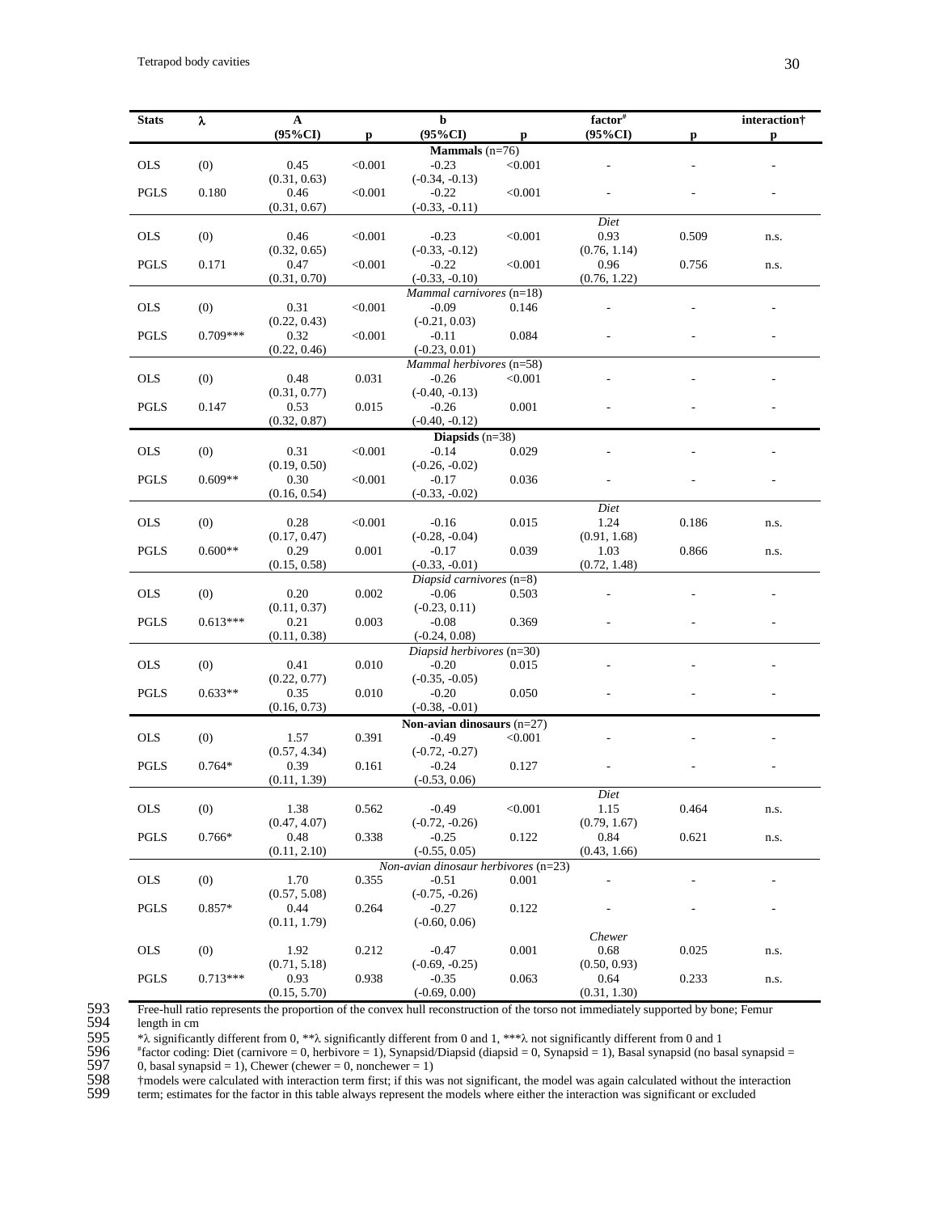| Stats | λ | A (95%CI) | p | b (95%CI) | p | factor[#] (95%CI) | p | interaction† p |
|---|---|---|---|---|---|---|---|---|
| | | | | **Mammals** (n=76) | | | | |
| OLS | (0) | 0.45 (0.31, 0.63) | <0.001 | -0.23 (-0.34, -0.13) | <0.001 | - | - | - |
| PGLS | 0.180 | 0.46 (0.31, 0.67) | <0.001 | -0.22 (-0.33, -0.11) | <0.001 | - | - | - |
| | | | | | | *Diet* | | |
| OLS | (0) | 0.46 (0.32, 0.65) | <0.001 | -0.23 (-0.33, -0.12) | <0.001 | 0.93 (0.76, 1.14) | 0.509 | n.s. |
| PGLS | 0.171 | 0.47 (0.31, 0.70) | <0.001 | -0.22 (-0.33, -0.10) | <0.001 | 0.96 (0.76, 1.22) | 0.756 | n.s. |
| | | | | *Mammal carnivores* (n=18) | | | | |
| OLS | (0) | 0.31 (0.22, 0.43) | <0.001 | -0.09 (-0.21, 0.03) | 0.146 | - | - | - |
| PGLS | 0.709*** | 0.32 (0.22, 0.46) | <0.001 | -0.11 (-0.23, 0.01) | 0.084 | - | - | - |
| | | | | *Mammal herbivores* (n=58) | | | | |
| OLS | (0) | 0.48 (0.31, 0.77) | 0.031 | -0.26 (-0.40, -0.13) | <0.001 | - | - | - |
| PGLS | 0.147 | 0.53 (0.32, 0.87) | 0.015 | -0.26 (-0.40, -0.12) | 0.001 | - | - | - |
| | | | | **Diapsids** (n=38) | | | | |
| OLS | (0) | 0.31 (0.19, 0.50) | <0.001 | -0.14 (-0.26, -0.02) | 0.029 | - | - | - |
| PGLS | 0.609** | 0.30 (0.16, 0.54) | <0.001 | -0.17 (-0.33, -0.02) | 0.036 | - | - | - |
| | | | | | | *Diet* | | |
| OLS | (0) | 0.28 (0.17, 0.47) | <0.001 | -0.16 (-0.28, -0.04) | 0.015 | 1.24 (0.91, 1.68) | 0.186 | n.s. |
| PGLS | 0.600** | 0.29 (0.15, 0.58) | 0.001 | -0.17 (-0.33, -0.01) | 0.039 | 1.03 (0.72, 1.48) | 0.866 | n.s. |
| | | | | *Diapsid carnivores* (n=8) | | | | |
| OLS | (0) | 0.20 (0.11, 0.37) | 0.002 | -0.06 (-0.23, 0.11) | 0.503 | - | - | - |
| PGLS | 0.613*** | 0.21 (0.11, 0.38) | 0.003 | -0.08 (-0.24, 0.08) | 0.369 | - | - | - |
| | | | | *Diapsid herbivores* (n=30) | | | | |
| OLS | (0) | 0.41 (0.22, 0.77) | 0.010 | -0.20 (-0.35, -0.05) | 0.015 | - | - | - |
| PGLS | 0.633** | 0.35 (0.16, 0.73) | 0.010 | -0.20 (-0.38, -0.01) | 0.050 | - | - | - |
| | | | | **Non-avian dinosaurs** (n=27) | | | | |
| OLS | (0) | 1.57 (0.57, 4.34) | 0.391 | -0.49 (-0.72, -0.27) | <0.001 | - | - | - |
| PGLS | 0.764* | 0.39 (0.11, 1.39) | 0.161 | -0.24 (-0.53, 0.06) | 0.127 | - | - | - |
| | | | | | | *Diet* | | |
| OLS | (0) | 1.38 (0.47, 4.07) | 0.562 | -0.49 (-0.72, -0.26) | <0.001 | 1.15 (0.79, 1.67) | 0.464 | n.s. |
| PGLS | 0.766* | 0.48 (0.11, 2.10) | 0.338 | -0.25 (-0.55, 0.05) | 0.122 | 0.84 (0.43, 1.66) | 0.621 | n.s. |
| | | | | *Non-avian dinosaur herbivores* (n=23) | | | | |
| OLS | (0) | 1.70 (0.57, 5.08) | 0.355 | -0.51 (-0.75, -0.26) | 0.001 | - | - | - |
| PGLS | 0.857* | 0.44 (0.11, 1.79) | 0.264 | -0.27 (-0.60, 0.06) | 0.122 | - | - | - |
| | | | | | | *Chewer* | | |
| OLS | (0) | 1.92 (0.71, 5.18) | 0.212 | -0.47 (-0.69, -0.25) | 0.001 | 0.68 (0.50, 0.93) | 0.025 | n.s. |
| PGLS | 0.713*** | 0.93 (0.15, 5.70) | 0.938 | -0.35 (-0.69, 0.00) | 0.063 | 0.64 (0.31, 1.30) | 0.233 | n.s. |

Free-hull ratio represents the proportion of the convex hull reconstruction of the torso not immediately supported by bone; Femur length in cm

*λ significantly different from 0, **λ significantly different from 0 and 1, ***λ not significantly different from 0 and 1

[#]factor coding: Diet (carnivore = 0, herbivore = 1), Synapsid/Diapsid (diapsid = 0, Synapsid = 1), Basal synapsid (no basal synapsid = 0, basal synapsid = 1), Chewer (chewer = 0, nonchewer = 1)

†models were calculated with interaction term first; if this was not significant, the model was again calculated without the interaction term; estimates for the factor in this table always represent the models where either the interaction was significant or excluded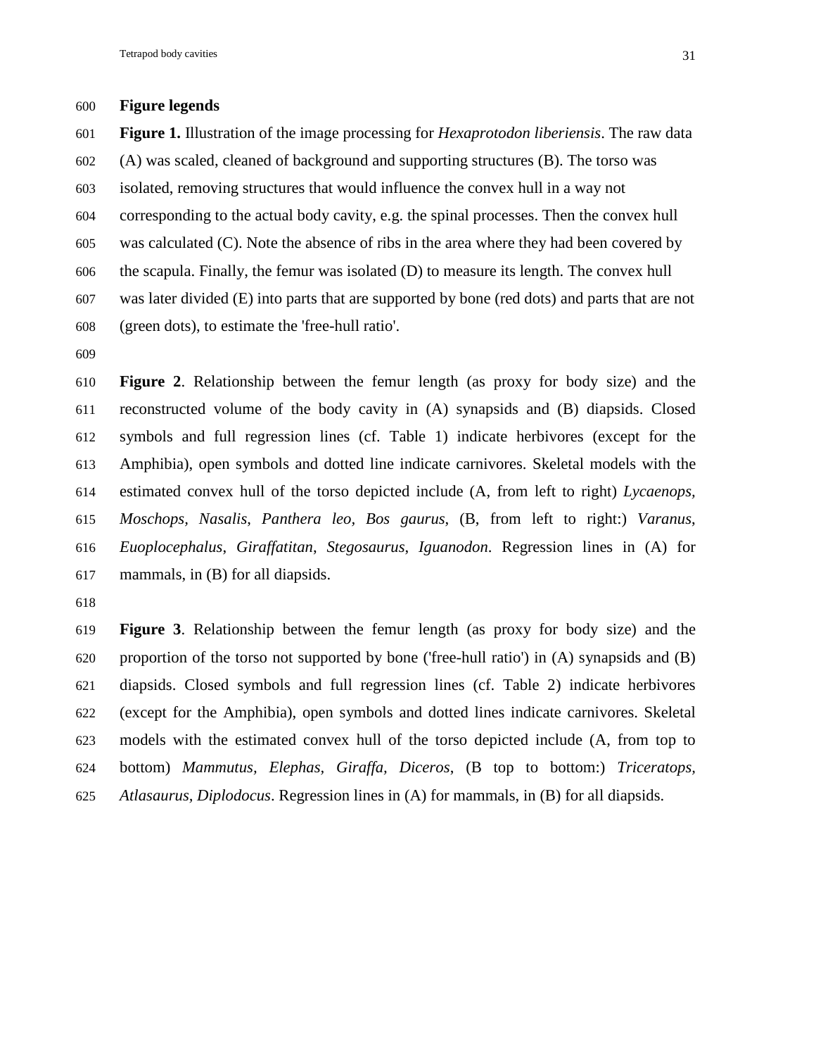## Figure legends

**Figure 1.** Illustration of the image processing for *Hexaprotodon liberiensis*. The raw data (A) was scaled, cleaned of background and supporting structures (B). The torso was isolated, removing structures that would influence the convex hull in a way not corresponding to the actual body cavity, e.g. the spinal processes. Then the convex hull was calculated (C). Note the absence of ribs in the area where they had been covered by the scapula. Finally, the femur was isolated (D) to measure its length. The convex hull was later divided (E) into parts that are supported by bone (red dots) and parts that are not (green dots), to estimate the 'free-hull ratio'.

**Figure 2**. Relationship between the femur length (as proxy for body size) and the reconstructed volume of the body cavity in (A) synapsids and (B) diapsids. Closed symbols and full regression lines (cf. Table 1) indicate herbivores (except for the Amphibia), open symbols and dotted line indicate carnivores. Skeletal models with the estimated convex hull of the torso depicted include (A, from left to right) *Lycaenops*, *Moschops*, *Nasalis*, *Panthera leo*, *Bos gaurus*, (B, from left to right:) *Varanus*, *Euoplocephalus*, *Giraffatitan*, *Stegosaurus*, *Iguanodon*. Regression lines in (A) for mammals, in (B) for all diapsids.

**Figure 3**. Relationship between the femur length (as proxy for body size) and the proportion of the torso not supported by bone ('free-hull ratio') in (A) synapsids and (B) diapsids. Closed symbols and full regression lines (cf. Table 2) indicate herbivores (except for the Amphibia), open symbols and dotted lines indicate carnivores. Skeletal models with the estimated convex hull of the torso depicted include (A, from top to bottom) *Mammutus, Elephas, Giraffa, Diceros*, (B top to bottom:) *Triceratops, Atlasaurus, Diplodocus*. Regression lines in (A) for mammals, in (B) for all diapsids.